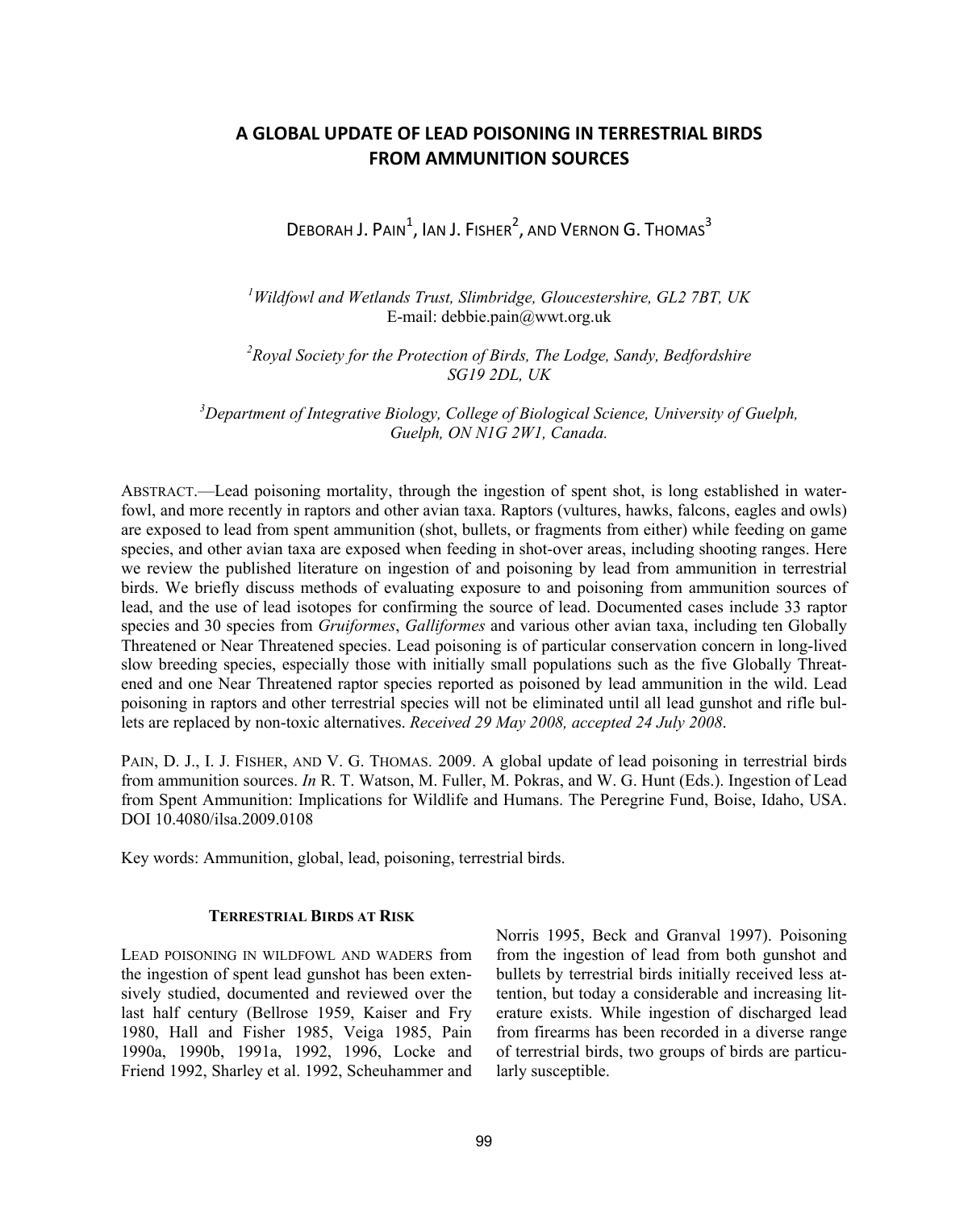# A GLOBAL UPDATE OF LEAD POISONING IN TERRESTRIAL BIRDS FROM AMMUNITION SOURCES

DEBORAH J. PAIN[1], IAN J. FISHER[2], AND VERNON G. THOMAS[3]

[1]*Wildfowl and Wetlands Trust, Slimbridge, Gloucestershire, GL2 7BT, UK*
E-mail: debbie.pain@wwt.org.uk

[2]*Royal Society for the Protection of Birds, The Lodge, Sandy, Bedfordshire SG19 2DL, UK*

[3]*Department of Integrative Biology, College of Biological Science, University of Guelph, Guelph, ON N1G 2W1, Canada.*

ABSTRACT.—Lead poisoning mortality, through the ingestion of spent shot, is long established in waterfowl, and more recently in raptors and other avian taxa. Raptors (vultures, hawks, falcons, eagles and owls) are exposed to lead from spent ammunition (shot, bullets, or fragments from either) while feeding on game species, and other avian taxa are exposed when feeding in shot-over areas, including shooting ranges. Here we review the published literature on ingestion of and poisoning by lead from ammunition in terrestrial birds. We briefly discuss methods of evaluating exposure to and poisoning from ammunition sources of lead, and the use of lead isotopes for confirming the source of lead. Documented cases include 33 raptor species and 30 species from *Gruiformes*, *Galliformes* and various other avian taxa, including ten Globally Threatened or Near Threatened species. Lead poisoning is of particular conservation concern in long-lived slow breeding species, especially those with initially small populations such as the five Globally Threatened and one Near Threatened raptor species reported as poisoned by lead ammunition in the wild. Lead poisoning in raptors and other terrestrial species will not be eliminated until all lead gunshot and rifle bullets are replaced by non-toxic alternatives. *Received 29 May 2008, accepted 24 July 2008*.

PAIN, D. J., I. J. FISHER, AND V. G. THOMAS. 2009. A global update of lead poisoning in terrestrial birds from ammunition sources. *In* R. T. Watson, M. Fuller, M. Pokras, and W. G. Hunt (Eds.). Ingestion of Lead from Spent Ammunition: Implications for Wildlife and Humans. The Peregrine Fund, Boise, Idaho, USA. DOI 10.4080/ilsa.2009.0108

Key words: Ammunition, global, lead, poisoning, terrestrial birds.

## TERRESTRIAL BIRDS AT RISK

LEAD POISONING IN WILDFOWL AND WADERS from the ingestion of spent lead gunshot has been extensively studied, documented and reviewed over the last half century (Bellrose 1959, Kaiser and Fry 1980, Hall and Fisher 1985, Veiga 1985, Pain 1990a, 1990b, 1991a, 1992, 1996, Locke and Friend 1992, Sharley et al. 1992, Scheuhammer and Norris 1995, Beck and Granval 1997). Poisoning from the ingestion of lead from both gunshot and bullets by terrestrial birds initially received less attention, but today a considerable and increasing literature exists. While ingestion of discharged lead from firearms has been recorded in a diverse range of terrestrial birds, two groups of birds are particularly susceptible.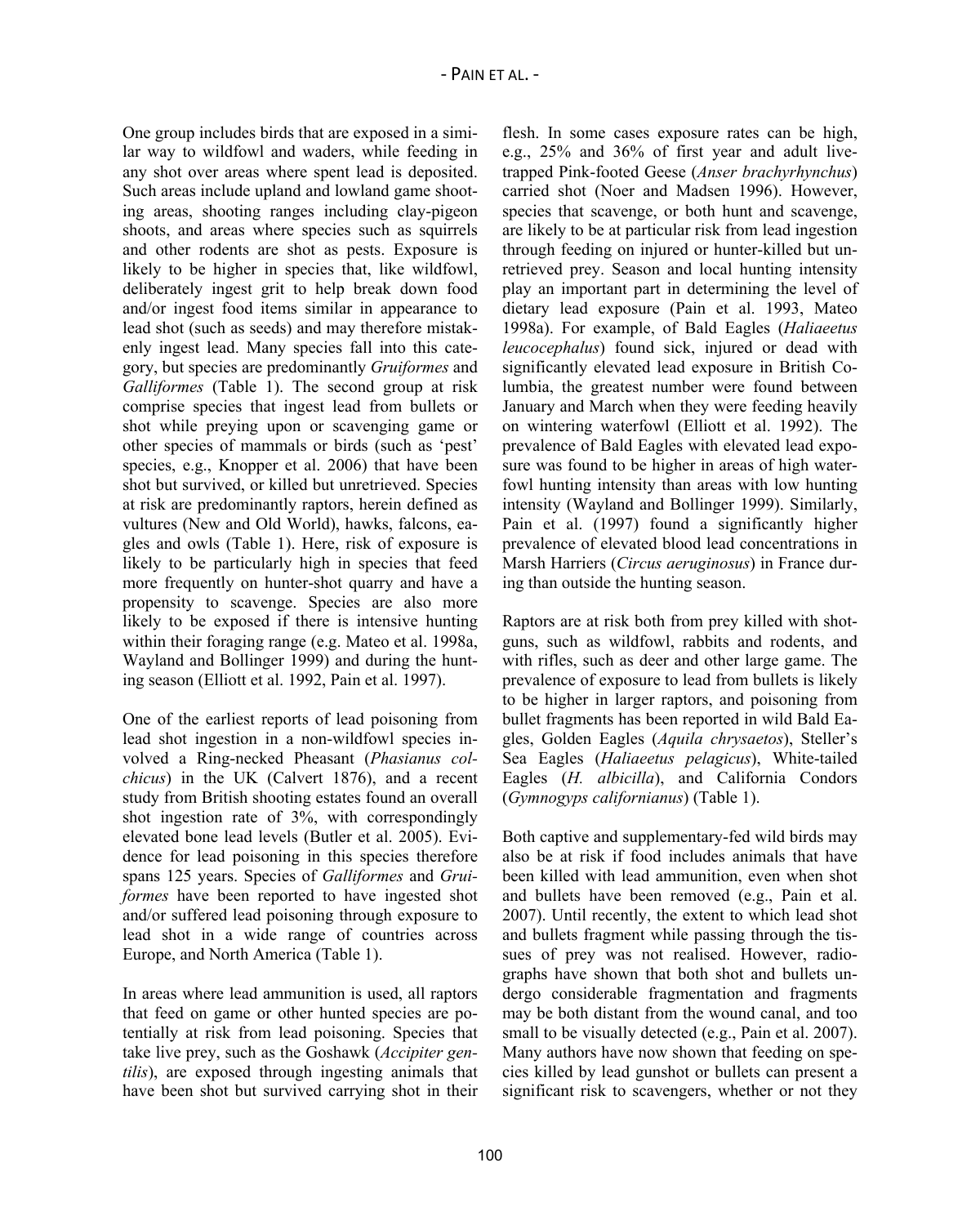One group includes birds that are exposed in a similar way to wildfowl and waders, while feeding in any shot over areas where spent lead is deposited. Such areas include upland and lowland game shooting areas, shooting ranges including clay-pigeon shoots, and areas where species such as squirrels and other rodents are shot as pests. Exposure is likely to be higher in species that, like wildfowl, deliberately ingest grit to help break down food and/or ingest food items similar in appearance to lead shot (such as seeds) and may therefore mistakenly ingest lead. Many species fall into this category, but species are predominantly *Gruiformes* and *Galliformes* (Table 1). The second group at risk comprise species that ingest lead from bullets or shot while preying upon or scavenging game or other species of mammals or birds (such as 'pest' species, e.g., Knopper et al. 2006) that have been shot but survived, or killed but unretrieved. Species at risk are predominantly raptors, herein defined as vultures (New and Old World), hawks, falcons, eagles and owls (Table 1). Here, risk of exposure is likely to be particularly high in species that feed more frequently on hunter-shot quarry and have a propensity to scavenge. Species are also more likely to be exposed if there is intensive hunting within their foraging range (e.g. Mateo et al. 1998a, Wayland and Bollinger 1999) and during the hunting season (Elliott et al. 1992, Pain et al. 1997).

One of the earliest reports of lead poisoning from lead shot ingestion in a non-wildfowl species involved a Ring-necked Pheasant (*Phasianus colchicus*) in the UK (Calvert 1876), and a recent study from British shooting estates found an overall shot ingestion rate of 3%, with correspondingly elevated bone lead levels (Butler et al. 2005). Evidence for lead poisoning in this species therefore spans 125 years. Species of *Galliformes* and *Gruiformes* have been reported to have ingested shot and/or suffered lead poisoning through exposure to lead shot in a wide range of countries across Europe, and North America (Table 1).

In areas where lead ammunition is used, all raptors that feed on game or other hunted species are potentially at risk from lead poisoning. Species that take live prey, such as the Goshawk (*Accipiter gentilis*), are exposed through ingesting animals that have been shot but survived carrying shot in their flesh. In some cases exposure rates can be high, e.g., 25% and 36% of first year and adult live-trapped Pink-footed Geese (*Anser brachyrhynchus*) carried shot (Noer and Madsen 1996). However, species that scavenge, or both hunt and scavenge, are likely to be at particular risk from lead ingestion through feeding on injured or hunter-killed but unretrieved prey. Season and local hunting intensity play an important part in determining the level of dietary lead exposure (Pain et al. 1993, Mateo 1998a). For example, of Bald Eagles (*Haliaeetus leucocephalus*) found sick, injured or dead with significantly elevated lead exposure in British Columbia, the greatest number were found between January and March when they were feeding heavily on wintering waterfowl (Elliott et al. 1992). The prevalence of Bald Eagles with elevated lead exposure was found to be higher in areas of high waterfowl hunting intensity than areas with low hunting intensity (Wayland and Bollinger 1999). Similarly, Pain et al. (1997) found a significantly higher prevalence of elevated blood lead concentrations in Marsh Harriers (*Circus aeruginosus*) in France during than outside the hunting season.

Raptors are at risk both from prey killed with shotguns, such as wildfowl, rabbits and rodents, and with rifles, such as deer and other large game. The prevalence of exposure to lead from bullets is likely to be higher in larger raptors, and poisoning from bullet fragments has been reported in wild Bald Eagles, Golden Eagles (*Aquila chrysaetos*), Steller's Sea Eagles (*Haliaeetus pelagicus*), White-tailed Eagles (*H. albicilla*), and California Condors (*Gymnogyps californianus*) (Table 1).

Both captive and supplementary-fed wild birds may also be at risk if food includes animals that have been killed with lead ammunition, even when shot and bullets have been removed (e.g., Pain et al. 2007). Until recently, the extent to which lead shot and bullets fragment while passing through the tissues of prey was not realised. However, radiographs have shown that both shot and bullets undergo considerable fragmentation and fragments may be both distant from the wound canal, and too small to be visually detected (e.g., Pain et al. 2007). Many authors have now shown that feeding on species killed by lead gunshot or bullets can present a significant risk to scavengers, whether or not they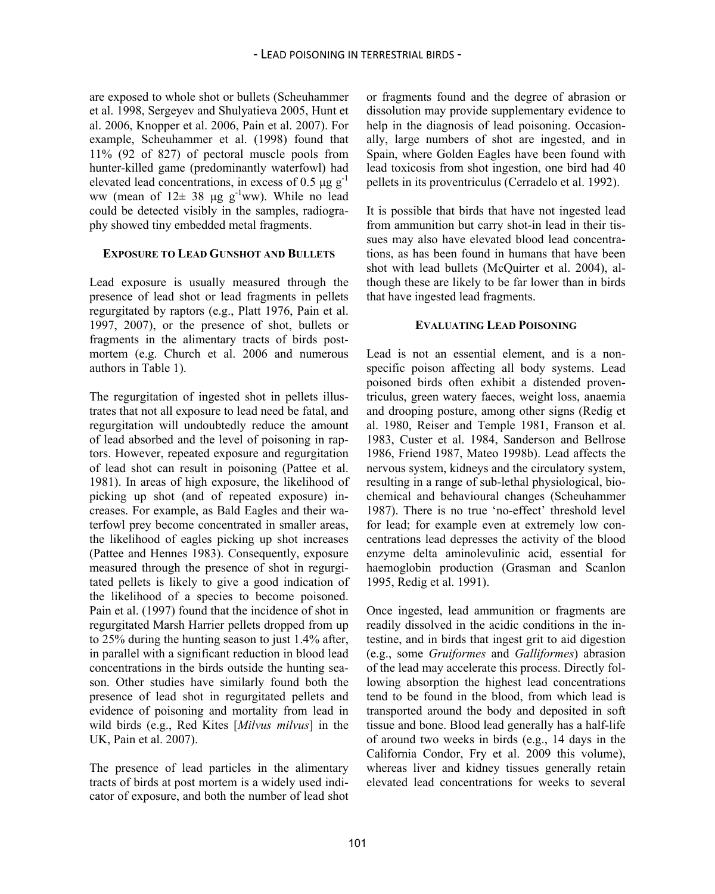are exposed to whole shot or bullets (Scheuhammer et al. 1998, Sergeyev and Shulyatieva 2005, Hunt et al. 2006, Knopper et al. 2006, Pain et al. 2007). For example, Scheuhammer et al. (1998) found that 11% (92 of 827) of pectoral muscle pools from hunter-killed game (predominantly waterfowl) had elevated lead concentrations, in excess of 0.5 µg $g^{-1}$ ww (mean of 12± 38 µg $g^{-1}$ww). While no lead could be detected visibly in the samples, radiography showed tiny embedded metal fragments.

## EXPOSURE TO LEAD GUNSHOT AND BULLETS

Lead exposure is usually measured through the presence of lead shot or lead fragments in pellets regurgitated by raptors (e.g., Platt 1976, Pain et al. 1997, 2007), or the presence of shot, bullets or fragments in the alimentary tracts of birds post-mortem (e.g. Church et al. 2006 and numerous authors in Table 1).

The regurgitation of ingested shot in pellets illustrates that not all exposure to lead need be fatal, and regurgitation will undoubtedly reduce the amount of lead absorbed and the level of poisoning in raptors. However, repeated exposure and regurgitation of lead shot can result in poisoning (Pattee et al. 1981). In areas of high exposure, the likelihood of picking up shot (and of repeated exposure) increases. For example, as Bald Eagles and their waterfowl prey become concentrated in smaller areas, the likelihood of eagles picking up shot increases (Pattee and Hennes 1983). Consequently, exposure measured through the presence of shot in regurgitated pellets is likely to give a good indication of the likelihood of a species to become poisoned. Pain et al. (1997) found that the incidence of shot in regurgitated Marsh Harrier pellets dropped from up to 25% during the hunting season to just 1.4% after, in parallel with a significant reduction in blood lead concentrations in the birds outside the hunting season. Other studies have similarly found both the presence of lead shot in regurgitated pellets and evidence of poisoning and mortality from lead in wild birds (e.g., Red Kites [*Milvus milvus*] in the UK, Pain et al. 2007).

The presence of lead particles in the alimentary tracts of birds at post mortem is a widely used indicator of exposure, and both the number of lead shot or fragments found and the degree of abrasion or dissolution may provide supplementary evidence to help in the diagnosis of lead poisoning. Occasionally, large numbers of shot are ingested, and in Spain, where Golden Eagles have been found with lead toxicosis from shot ingestion, one bird had 40 pellets in its proventriculus (Cerradelo et al. 1992).

It is possible that birds that have not ingested lead from ammunition but carry shot-in lead in their tissues may also have elevated blood lead concentrations, as has been found in humans that have been shot with lead bullets (McQuirter et al. 2004), although these are likely to be far lower than in birds that have ingested lead fragments.

## EVALUATING LEAD POISONING

Lead is not an essential element, and is a non-specific poison affecting all body systems. Lead poisoned birds often exhibit a distended proventriculus, green watery faeces, weight loss, anaemia and drooping posture, among other signs (Redig et al. 1980, Reiser and Temple 1981, Franson et al. 1983, Custer et al. 1984, Sanderson and Bellrose 1986, Friend 1987, Mateo 1998b). Lead affects the nervous system, kidneys and the circulatory system, resulting in a range of sub-lethal physiological, biochemical and behavioural changes (Scheuhammer 1987). There is no true 'no-effect' threshold level for lead; for example even at extremely low concentrations lead depresses the activity of the blood enzyme delta aminolevulinic acid, essential for haemoglobin production (Grasman and Scanlon 1995, Redig et al. 1991).

Once ingested, lead ammunition or fragments are readily dissolved in the acidic conditions in the intestine, and in birds that ingest grit to aid digestion (e.g., some *Gruiformes* and *Galliformes*) abrasion of the lead may accelerate this process. Directly following absorption the highest lead concentrations tend to be found in the blood, from which lead is transported around the body and deposited in soft tissue and bone. Blood lead generally has a half-life of around two weeks in birds (e.g., 14 days in the California Condor, Fry et al. 2009 this volume), whereas liver and kidney tissues generally retain elevated lead concentrations for weeks to several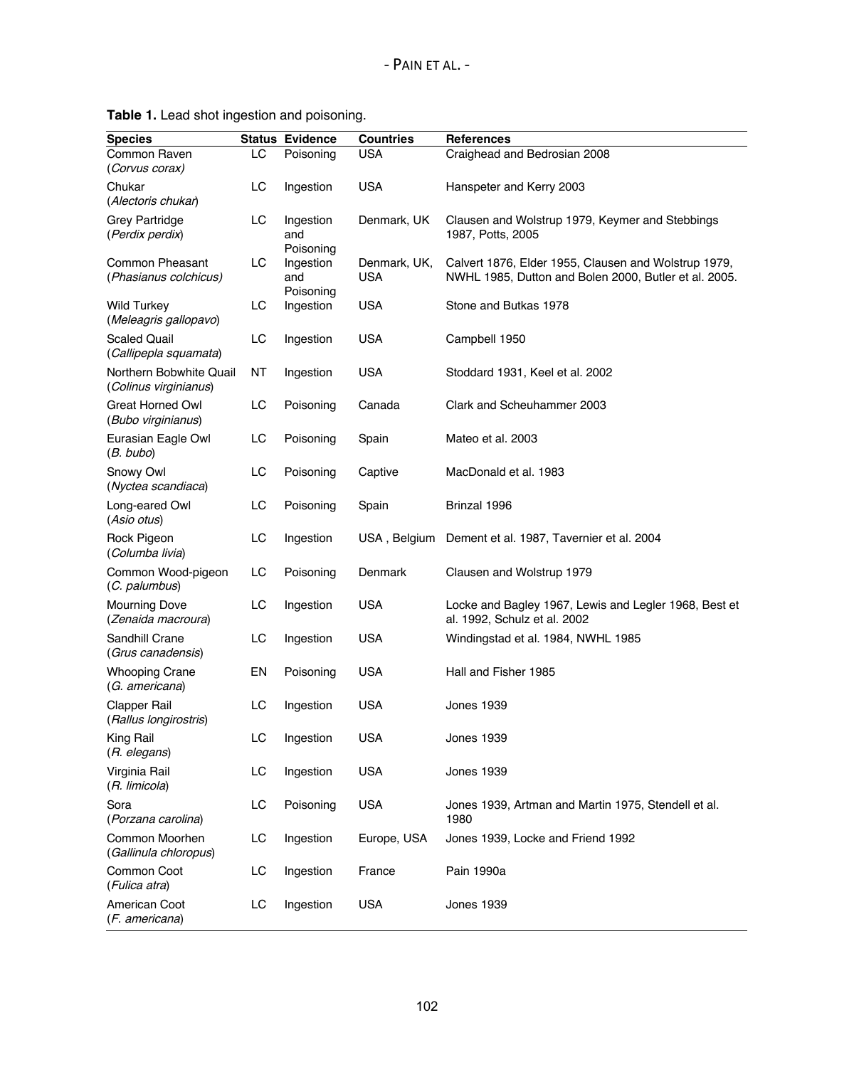**Table 1.** Lead shot ingestion and poisoning.

| Species | Status | Evidence | Countries | References |
|---|---|---|---|---|
| Common Raven (*Corvus corax)* | LC | Poisoning | USA | Craighead and Bedrosian 2008 |
| Chukar (*Alectoris chukar*) | LC | Ingestion | USA | Hanspeter and Kerry 2003 |
| Grey Partridge (*Perdix perdix*) | LC | Ingestion and Poisoning | Denmark, UK | Clausen and Wolstrup 1979, Keymer and Stebbings 1987, Potts, 2005 |
| Common Pheasant (*Phasianus colchicus)* | LC | Ingestion and Poisoning | Denmark, UK, USA | Calvert 1876, Elder 1955, Clausen and Wolstrup 1979, NWHL 1985, Dutton and Bolen 2000, Butler et al. 2005. |
| Wild Turkey (*Meleagris gallopavo*) | LC | Ingestion | USA | Stone and Butkas 1978 |
| Scaled Quail (*Callipepla squamata*) | LC | Ingestion | USA | Campbell 1950 |
| Northern Bobwhite Quail (*Colinus virginianus*) | NT | Ingestion | USA | Stoddard 1931, Keel et al. 2002 |
| Great Horned Owl (*Bubo virginianus*) | LC | Poisoning | Canada | Clark and Scheuhammer 2003 |
| Eurasian Eagle Owl (*B. bubo*) | LC | Poisoning | Spain | Mateo et al. 2003 |
| Snowy Owl (*Nyctea scandiaca*) | LC | Poisoning | Captive | MacDonald et al. 1983 |
| Long-eared Owl (*Asio otus*) | LC | Poisoning | Spain | Brinzal 1996 |
| Rock Pigeon (*Columba livia*) | LC | Ingestion | USA , Belgium | Dement et al. 1987, Tavernier et al. 2004 |
| Common Wood-pigeon (*C. palumbus*) | LC | Poisoning | Denmark | Clausen and Wolstrup 1979 |
| Mourning Dove (*Zenaida macroura*) | LC | Ingestion | USA | Locke and Bagley 1967, Lewis and Legler 1968, Best et al. 1992, Schulz et al. 2002 |
| Sandhill Crane (*Grus canadensis*) | LC | Ingestion | USA | Windingstad et al. 1984, NWHL 1985 |
| Whooping Crane (*G. americana*) | EN | Poisoning | USA | Hall and Fisher 1985 |
| Clapper Rail (*Rallus longirostris*) | LC | Ingestion | USA | Jones 1939 |
| King Rail (*R. elegans*) | LC | Ingestion | USA | Jones 1939 |
| Virginia Rail (*R. limicola*) | LC | Ingestion | USA | Jones 1939 |
| Sora (*Porzana carolina*) | LC | Poisoning | USA | Jones 1939, Artman and Martin 1975, Stendell et al. 1980 |
| Common Moorhen (*Gallinula chloropus*) | LC | Ingestion | Europe, USA | Jones 1939, Locke and Friend 1992 |
| Common Coot (*Fulica atra*) | LC | Ingestion | France | Pain 1990a |
| American Coot (*F. americana*) | LC | Ingestion | USA | Jones 1939 |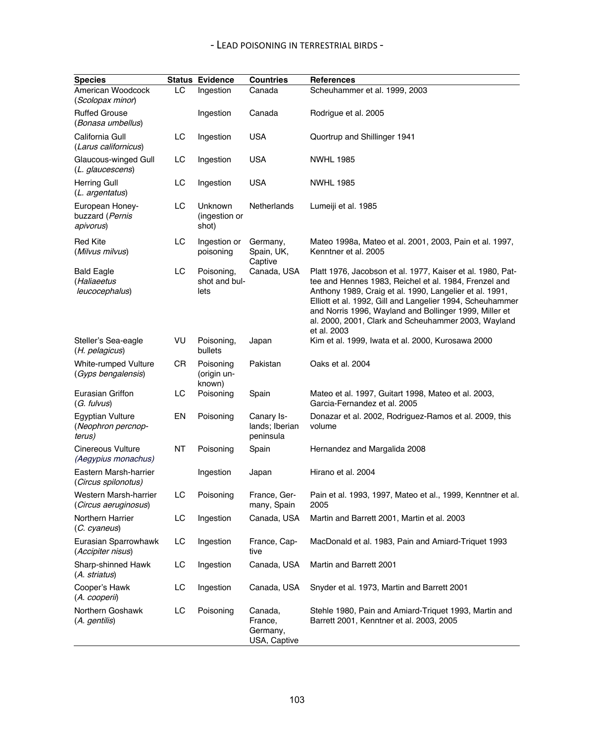| Species | Status | Evidence | Countries | References |
|---|---|---|---|---|
| American Woodcock (*Scolopax minor*) | LC | Ingestion | Canada | Scheuhammer et al. 1999, 2003 |
| Ruffed Grouse (*Bonasa umbellus*) | | Ingestion | Canada | Rodrigue et al. 2005 |
| California Gull (*Larus californicus*) | LC | Ingestion | USA | Quortrup and Shillinger 1941 |
| Glaucous-winged Gull (*L. glaucescens*) | LC | Ingestion | USA | NWHL 1985 |
| Herring Gull (*L. argentatus*) | LC | Ingestion | USA | NWHL 1985 |
| European Honey-buzzard (*Pernis apivorus*) | LC | Unknown (ingestion or shot) | Netherlands | Lumeiji et al. 1985 |
| Red Kite (*Milvus milvus*) | LC | Ingestion or poisoning | Germany, Spain, UK, Captive | Mateo 1998a, Mateo et al. 2001, 2003, Pain et al. 1997, Kenntner et al. 2005 |
| Bald Eagle (*Haliaeetus leucocephalus*) | LC | Poisoning, shot and bullets | Canada, USA | Platt 1976, Jacobson et al. 1977, Kaiser et al. 1980, Pattee and Hennes 1983, Reichel et al. 1984, Frenzel and Anthony 1989, Craig et al. 1990, Langelier et al. 1991, Elliott et al. 1992, Gill and Langelier 1994, Scheuhammer and Norris 1996, Wayland and Bollinger 1999, Miller et al. 2000, 2001, Clark and Scheuhammer 2003, Wayland et al. 2003 |
| Steller's Sea-eagle (*H. pelagicus*) | VU | Poisoning, bullets | Japan | Kim et al. 1999, Iwata et al. 2000, Kurosawa 2000 |
| White-rumped Vulture (*Gyps bengalensis*) | CR | Poisoning (origin unknown) | Pakistan | Oaks et al. 2004 |
| Eurasian Griffon (*G. fulvus*) | LC | Poisoning | Spain | Mateo et al. 1997, Guitart 1998, Mateo et al. 2003, Garcia-Fernandez et al. 2005 |
| Egyptian Vulture (*Neophron percnopterus)* | EN | Poisoning | Canary Islands; Iberian peninsula | Donazar et al. 2002, Rodriguez-Ramos et al. 2009, this volume |
| Cinereous Vulture *(Aegypius monachus)* | NT | Poisoning | Spain | Hernandez and Margalida 2008 |
| Eastern Marsh-harrier (*Circus spilonotus)* | | Ingestion | Japan | Hirano et al. 2004 |
| Western Marsh-harrier (*Circus aeruginosus*) | LC | Poisoning | France, Germany, Spain | Pain et al. 1993, 1997, Mateo et al., 1999, Kenntner et al. 2005 |
| Northern Harrier (*C. cyaneus*) | LC | Ingestion | Canada, USA | Martin and Barrett 2001, Martin et al. 2003 |
| Eurasian Sparrowhawk (*Accipiter nisus*) | LC | Ingestion | France, Captive | MacDonald et al. 1983, Pain and Amiard-Triquet 1993 |
| Sharp-shinned Hawk (*A. striatus*) | LC | Ingestion | Canada, USA | Martin and Barrett 2001 |
| Cooper's Hawk (*A. cooperii*) | LC | Ingestion | Canada, USA | Snyder et al. 1973, Martin and Barrett 2001 |
| Northern Goshawk (*A. gentilis*) | LC | Poisoning | Canada, France, Germany, USA, Captive | Stehle 1980, Pain and Amiard-Triquet 1993, Martin and Barrett 2001, Kenntner et al. 2003, 2005 |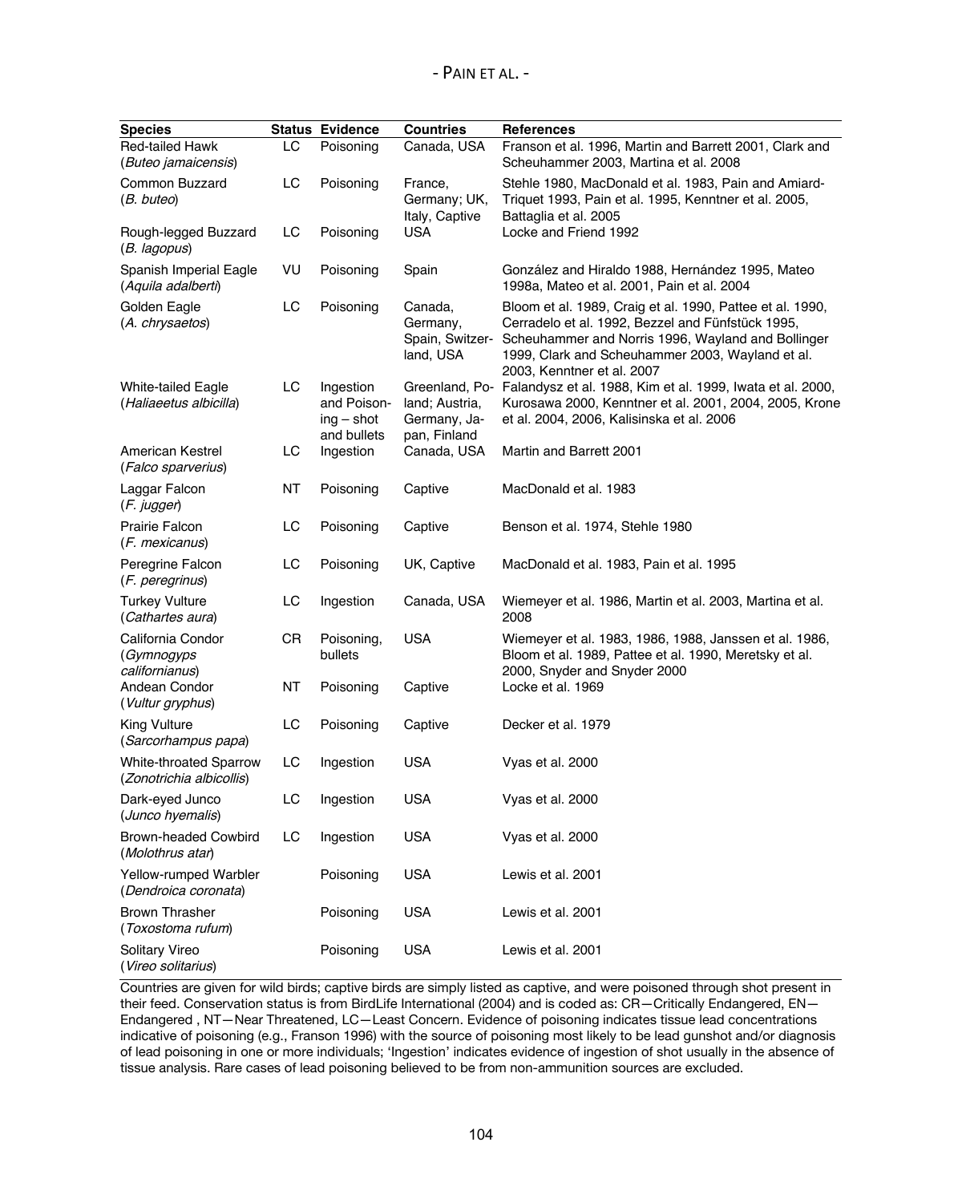| Species | Status | Evidence | Countries | References |
|---|---|---|---|---|
| Red-tailed Hawk (*Buteo jamaicensis*) | LC | Poisoning | Canada, USA | Franson et al. 1996, Martin and Barrett 2001, Clark and Scheuhammer 2003, Martina et al. 2008 |
| Common Buzzard (*B. buteo*) | LC | Poisoning | France, Germany; UK, Italy, Captive | Stehle 1980, MacDonald et al. 1983, Pain and Amiard-Triquet 1993, Pain et al. 1995, Kenntner et al. 2005, Battaglia et al. 2005 |
| Rough-legged Buzzard (*B. lagopus*) | LC | Poisoning | USA | Locke and Friend 1992 |
| Spanish Imperial Eagle (*Aquila adalberti*) | VU | Poisoning | Spain | González and Hiraldo 1988, Hernández 1995, Mateo 1998a, Mateo et al. 2001, Pain et al. 2004 |
| Golden Eagle (*A. chrysaetos*) | LC | Poisoning | Canada, Germany, Spain, Switzerland, USA | Bloom et al. 1989, Craig et al. 1990, Pattee et al. 1990, Cerradelo et al. 1992, Bezzel and Fünfstück 1995, Scheuhammer and Norris 1996, Wayland and Bollinger 1999, Clark and Scheuhammer 2003, Wayland et al. 2003, Kenntner et al. 2007 |
| White-tailed Eagle (*Haliaeetus albicilla*) | LC | Ingestion and Poisoning – shot and bullets | Greenland, Poland; Austria, Germany, Japan, Finland | Falandysz et al. 1988, Kim et al. 1999, Iwata et al. 2000, Kurosawa 2000, Kenntner et al. 2001, 2004, 2005, Krone et al. 2004, 2006, Kalisinska et al. 2006 |
| American Kestrel (*Falco sparverius*) | LC | Ingestion | Canada, USA | Martin and Barrett 2001 |
| Laggar Falcon (*F. jugger*) | NT | Poisoning | Captive | MacDonald et al. 1983 |
| Prairie Falcon (*F. mexicanus*) | LC | Poisoning | Captive | Benson et al. 1974, Stehle 1980 |
| Peregrine Falcon (*F. peregrinus*) | LC | Poisoning | UK, Captive | MacDonald et al. 1983, Pain et al. 1995 |
| Turkey Vulture (*Cathartes aura*) | LC | Ingestion | Canada, USA | Wiemeyer et al. 1986, Martin et al. 2003, Martina et al. 2008 |
| California Condor (*Gymnogyps californianus*) | CR | Poisoning, bullets | USA | Wiemeyer et al. 1983, 1986, 1988, Janssen et al. 1986, Bloom et al. 1989, Pattee et al. 1990, Meretsky et al. 2000, Snyder and Snyder 2000 |
| Andean Condor (*Vultur gryphus*) | NT | Poisoning | Captive | Locke et al. 1969 |
| King Vulture (*Sarcorhampus papa*) | LC | Poisoning | Captive | Decker et al. 1979 |
| White-throated Sparrow (*Zonotrichia albicollis*) | LC | Ingestion | USA | Vyas et al. 2000 |
| Dark-eyed Junco (*Junco hyemalis*) | LC | Ingestion | USA | Vyas et al. 2000 |
| Brown-headed Cowbird (*Molothrus atar*) | LC | Ingestion | USA | Vyas et al. 2000 |
| Yellow-rumped Warbler (*Dendroica coronata*) | | Poisoning | USA | Lewis et al. 2001 |
| Brown Thrasher (*Toxostoma rufum*) | | Poisoning | USA | Lewis et al. 2001 |
| Solitary Vireo (*Vireo solitarius*) | | Poisoning | USA | Lewis et al. 2001 |

Countries are given for wild birds; captive birds are simply listed as captive, and were poisoned through shot present in their feed. Conservation status is from BirdLife International (2004) and is coded as: CR—Critically Endangered, EN—Endangered , NT—Near Threatened, LC—Least Concern. Evidence of poisoning indicates tissue lead concentrations indicative of poisoning (e.g., Franson 1996) with the source of poisoning most likely to be lead gunshot and/or diagnosis of lead poisoning in one or more individuals; 'Ingestion' indicates evidence of ingestion of shot usually in the absence of tissue analysis. Rare cases of lead poisoning believed to be from non-ammunition sources are excluded.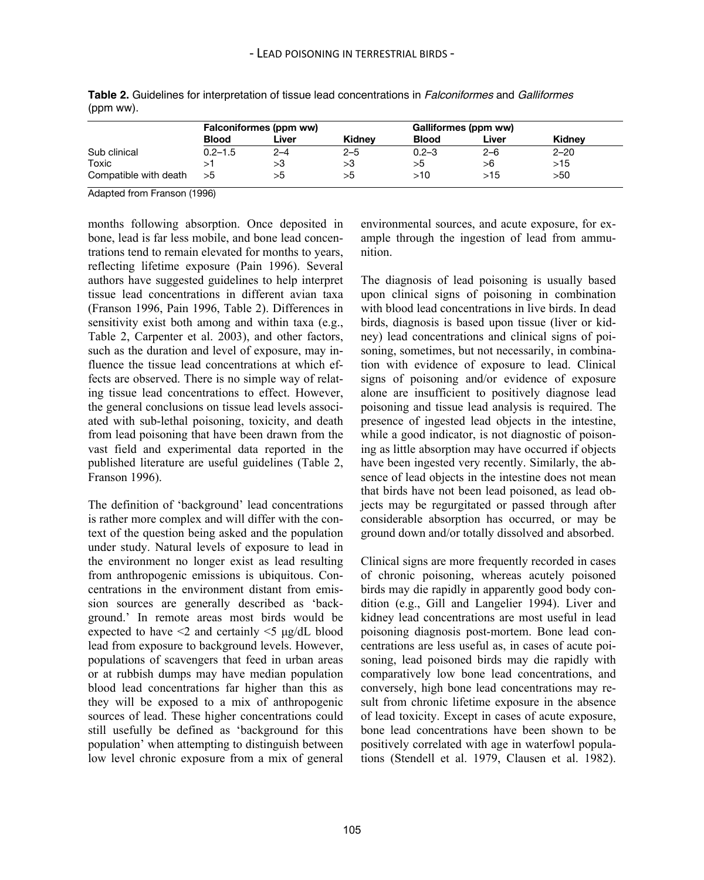**Table 2.** Guidelines for interpretation of tissue lead concentrations in *Falconiformes* and *Galliformes* (ppm ww).

| | Falconiformes (ppm ww) | | | Galliformes (ppm ww) | | |
|---|---|---|---|---|---|---|
| | **Blood** | **Liver** | **Kidney** | **Blood** | **Liver** | **Kidney** |
| Sub clinical | 0.2–1.5 | 2–4 | 2–5 | 0.2–3 | 2–6 | 2–20 |
| Toxic | >1 | >3 | >3 | >5 | >6 | >15 |
| Compatible with death | >5 | >5 | >5 | >10 | >15 | >50 |

Adapted from Franson (1996)

months following absorption. Once deposited in bone, lead is far less mobile, and bone lead concentrations tend to remain elevated for months to years, reflecting lifetime exposure (Pain 1996). Several authors have suggested guidelines to help interpret tissue lead concentrations in different avian taxa (Franson 1996, Pain 1996, Table 2). Differences in sensitivity exist both among and within taxa (e.g., Table 2, Carpenter et al. 2003), and other factors, such as the duration and level of exposure, may influence the tissue lead concentrations at which effects are observed. There is no simple way of relating tissue lead concentrations to effect. However, the general conclusions on tissue lead levels associated with sub-lethal poisoning, toxicity, and death from lead poisoning that have been drawn from the vast field and experimental data reported in the published literature are useful guidelines (Table 2, Franson 1996).

The definition of 'background' lead concentrations is rather more complex and will differ with the context of the question being asked and the population under study. Natural levels of exposure to lead in the environment no longer exist as lead resulting from anthropogenic emissions is ubiquitous. Concentrations in the environment distant from emission sources are generally described as 'background.' In remote areas most birds would be expected to have <2 and certainly <5 µg/dL blood lead from exposure to background levels. However, populations of scavengers that feed in urban areas or at rubbish dumps may have median population blood lead concentrations far higher than this as they will be exposed to a mix of anthropogenic sources of lead. These higher concentrations could still usefully be defined as 'background for this population' when attempting to distinguish between low level chronic exposure from a mix of general environmental sources, and acute exposure, for example through the ingestion of lead from ammunition.

The diagnosis of lead poisoning is usually based upon clinical signs of poisoning in combination with blood lead concentrations in live birds. In dead birds, diagnosis is based upon tissue (liver or kidney) lead concentrations and clinical signs of poisoning, sometimes, but not necessarily, in combination with evidence of exposure to lead. Clinical signs of poisoning and/or evidence of exposure alone are insufficient to positively diagnose lead poisoning and tissue lead analysis is required. The presence of ingested lead objects in the intestine, while a good indicator, is not diagnostic of poisoning as little absorption may have occurred if objects have been ingested very recently. Similarly, the absence of lead objects in the intestine does not mean that birds have not been lead poisoned, as lead objects may be regurgitated or passed through after considerable absorption has occurred, or may be ground down and/or totally dissolved and absorbed.

Clinical signs are more frequently recorded in cases of chronic poisoning, whereas acutely poisoned birds may die rapidly in apparently good body condition (e.g., Gill and Langelier 1994). Liver and kidney lead concentrations are most useful in lead poisoning diagnosis post-mortem. Bone lead concentrations are less useful as, in cases of acute poisoning, lead poisoned birds may die rapidly with comparatively low bone lead concentrations, and conversely, high bone lead concentrations may result from chronic lifetime exposure in the absence of lead toxicity. Except in cases of acute exposure, bone lead concentrations have been shown to be positively correlated with age in waterfowl populations (Stendell et al. 1979, Clausen et al. 1982).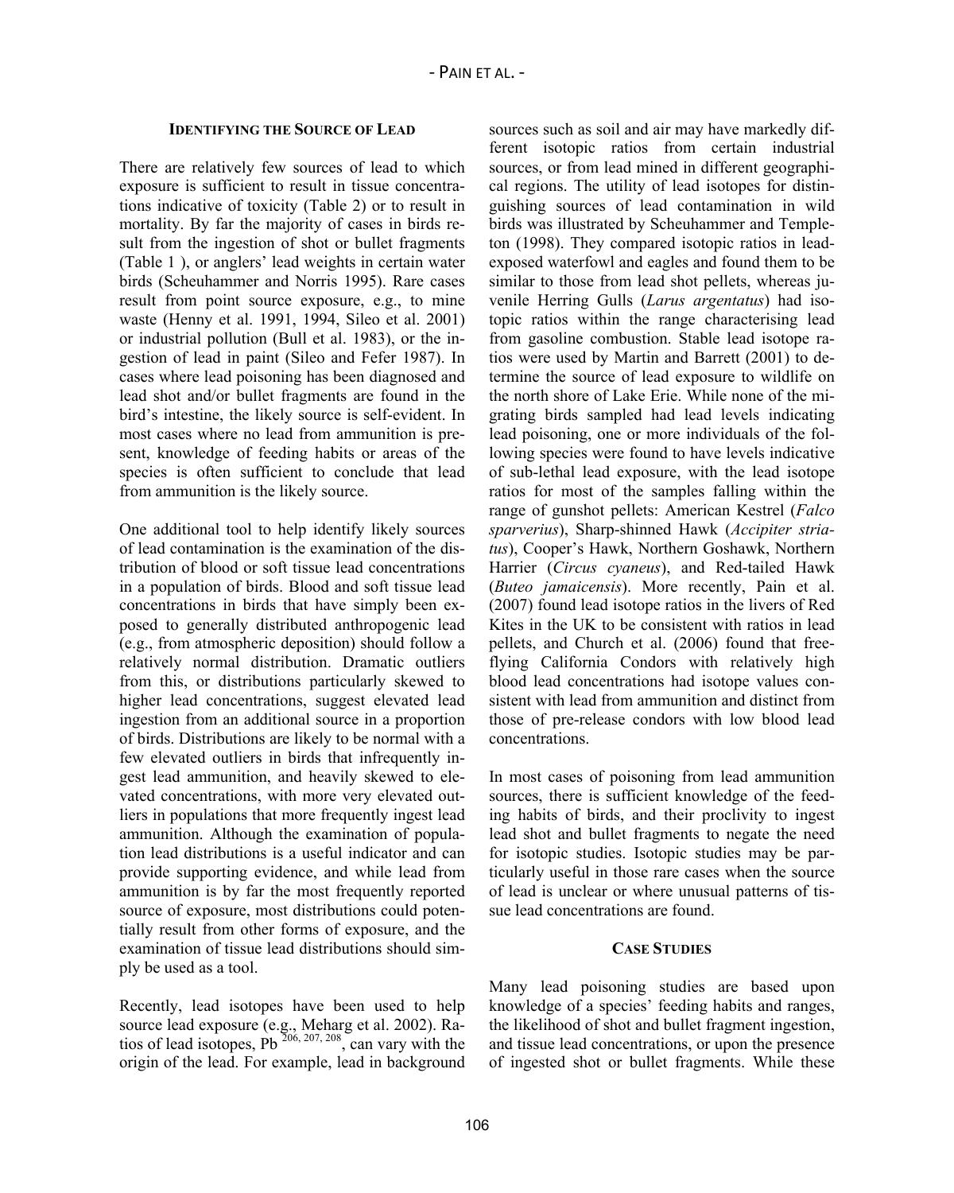## IDENTIFYING THE SOURCE OF LEAD

There are relatively few sources of lead to which exposure is sufficient to result in tissue concentrations indicative of toxicity (Table 2) or to result in mortality. By far the majority of cases in birds result from the ingestion of shot or bullet fragments (Table 1 ), or anglers' lead weights in certain water birds (Scheuhammer and Norris 1995). Rare cases result from point source exposure, e.g., to mine waste (Henny et al. 1991, 1994, Sileo et al. 2001) or industrial pollution (Bull et al. 1983), or the ingestion of lead in paint (Sileo and Fefer 1987). In cases where lead poisoning has been diagnosed and lead shot and/or bullet fragments are found in the bird's intestine, the likely source is self-evident. In most cases where no lead from ammunition is present, knowledge of feeding habits or areas of the species is often sufficient to conclude that lead from ammunition is the likely source.

One additional tool to help identify likely sources of lead contamination is the examination of the distribution of blood or soft tissue lead concentrations in a population of birds. Blood and soft tissue lead concentrations in birds that have simply been exposed to generally distributed anthropogenic lead (e.g., from atmospheric deposition) should follow a relatively normal distribution. Dramatic outliers from this, or distributions particularly skewed to higher lead concentrations, suggest elevated lead ingestion from an additional source in a proportion of birds. Distributions are likely to be normal with a few elevated outliers in birds that infrequently ingest lead ammunition, and heavily skewed to elevated concentrations, with more very elevated outliers in populations that more frequently ingest lead ammunition. Although the examination of population lead distributions is a useful indicator and can provide supporting evidence, and while lead from ammunition is by far the most frequently reported source of exposure, most distributions could potentially result from other forms of exposure, and the examination of tissue lead distributions should simply be used as a tool.

Recently, lead isotopes have been used to help source lead exposure (e.g., Meharg et al. 2002). Ratios of lead isotopes, $Pb^{206, 207, 208}$, can vary with the origin of the lead. For example, lead in background sources such as soil and air may have markedly different isotopic ratios from certain industrial sources, or from lead mined in different geographical regions. The utility of lead isotopes for distinguishing sources of lead contamination in wild birds was illustrated by Scheuhammer and Templeton (1998). They compared isotopic ratios in lead-exposed waterfowl and eagles and found them to be similar to those from lead shot pellets, whereas juvenile Herring Gulls (*Larus argentatus*) had isotopic ratios within the range characterising lead from gasoline combustion. Stable lead isotope ratios were used by Martin and Barrett (2001) to determine the source of lead exposure to wildlife on the north shore of Lake Erie. While none of the migrating birds sampled had lead levels indicating lead poisoning, one or more individuals of the following species were found to have levels indicative of sub-lethal lead exposure, with the lead isotope ratios for most of the samples falling within the range of gunshot pellets: American Kestrel (*Falco sparverius*), Sharp-shinned Hawk (*Accipiter striatus*), Cooper's Hawk, Northern Goshawk, Northern Harrier (*Circus cyaneus*), and Red-tailed Hawk (*Buteo jamaicensis*). More recently, Pain et al. (2007) found lead isotope ratios in the livers of Red Kites in the UK to be consistent with ratios in lead pellets, and Church et al. (2006) found that free-flying California Condors with relatively high blood lead concentrations had isotope values consistent with lead from ammunition and distinct from those of pre-release condors with low blood lead concentrations.

In most cases of poisoning from lead ammunition sources, there is sufficient knowledge of the feeding habits of birds, and their proclivity to ingest lead shot and bullet fragments to negate the need for isotopic studies. Isotopic studies may be particularly useful in those rare cases when the source of lead is unclear or where unusual patterns of tissue lead concentrations are found.

## CASE STUDIES

Many lead poisoning studies are based upon knowledge of a species' feeding habits and ranges, the likelihood of shot and bullet fragment ingestion, and tissue lead concentrations, or upon the presence of ingested shot or bullet fragments. While these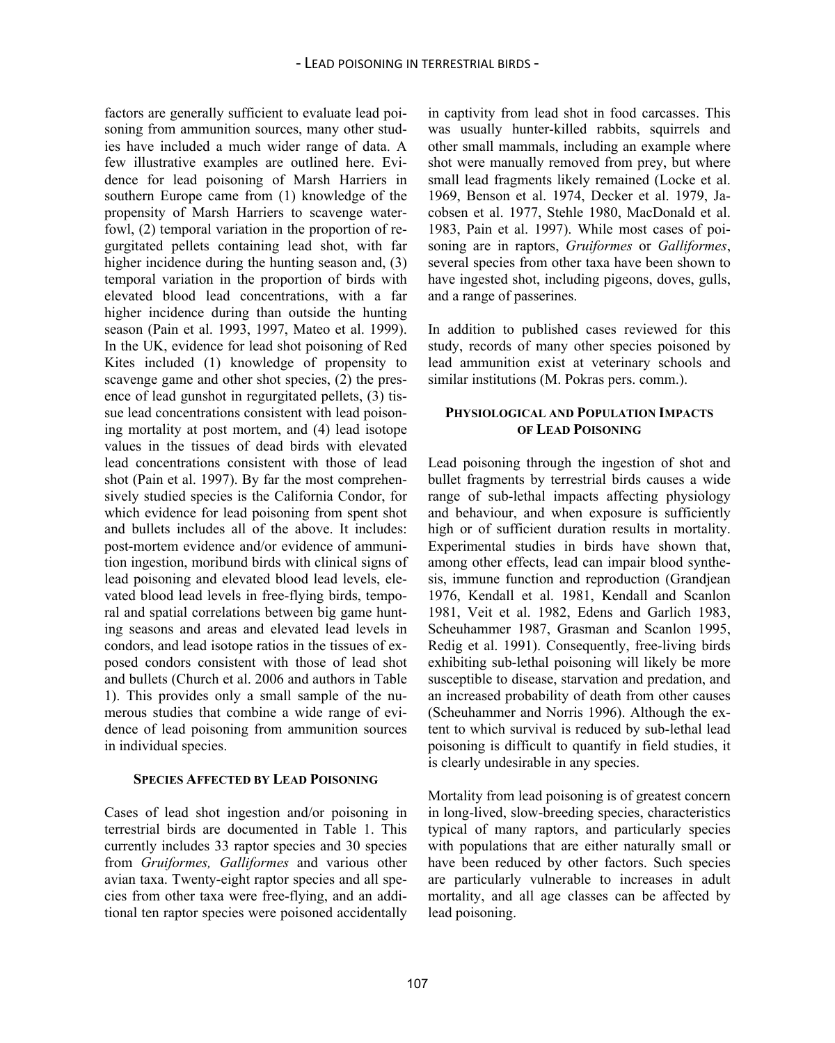factors are generally sufficient to evaluate lead poisoning from ammunition sources, many other studies have included a much wider range of data. A few illustrative examples are outlined here. Evidence for lead poisoning of Marsh Harriers in southern Europe came from (1) knowledge of the propensity of Marsh Harriers to scavenge waterfowl, (2) temporal variation in the proportion of regurgitated pellets containing lead shot, with far higher incidence during the hunting season and, (3) temporal variation in the proportion of birds with elevated blood lead concentrations, with a far higher incidence during than outside the hunting season (Pain et al. 1993, 1997, Mateo et al. 1999). In the UK, evidence for lead shot poisoning of Red Kites included (1) knowledge of propensity to scavenge game and other shot species, (2) the presence of lead gunshot in regurgitated pellets, (3) tissue lead concentrations consistent with lead poisoning mortality at post mortem, and (4) lead isotope values in the tissues of dead birds with elevated lead concentrations consistent with those of lead shot (Pain et al. 1997). By far the most comprehensively studied species is the California Condor, for which evidence for lead poisoning from spent shot and bullets includes all of the above. It includes: post-mortem evidence and/or evidence of ammunition ingestion, moribund birds with clinical signs of lead poisoning and elevated blood lead levels, elevated blood lead levels in free-flying birds, temporal and spatial correlations between big game hunting seasons and areas and elevated lead levels in condors, and lead isotope ratios in the tissues of exposed condors consistent with those of lead shot and bullets (Church et al. 2006 and authors in Table 1). This provides only a small sample of the numerous studies that combine a wide range of evidence of lead poisoning from ammunition sources in individual species.

## Species Affected by Lead Poisoning

Cases of lead shot ingestion and/or poisoning in terrestrial birds are documented in Table 1. This currently includes 33 raptor species and 30 species from *Gruiformes, Galliformes* and various other avian taxa. Twenty-eight raptor species and all species from other taxa were free-flying, and an additional ten raptor species were poisoned accidentally in captivity from lead shot in food carcasses. This was usually hunter-killed rabbits, squirrels and other small mammals, including an example where shot were manually removed from prey, but where small lead fragments likely remained (Locke et al. 1969, Benson et al. 1974, Decker et al. 1979, Jacobsen et al. 1977, Stehle 1980, MacDonald et al. 1983, Pain et al. 1997). While most cases of poisoning are in raptors, *Gruiformes* or *Galliformes*, several species from other taxa have been shown to have ingested shot, including pigeons, doves, gulls, and a range of passerines.

In addition to published cases reviewed for this study, records of many other species poisoned by lead ammunition exist at veterinary schools and similar institutions (M. Pokras pers. comm.).

## Physiological and Population Impacts of Lead Poisoning

Lead poisoning through the ingestion of shot and bullet fragments by terrestrial birds causes a wide range of sub-lethal impacts affecting physiology and behaviour, and when exposure is sufficiently high or of sufficient duration results in mortality. Experimental studies in birds have shown that, among other effects, lead can impair blood synthesis, immune function and reproduction (Grandjean 1976, Kendall et al. 1981, Kendall and Scanlon 1981, Veit et al. 1982, Edens and Garlich 1983, Scheuhammer 1987, Grasman and Scanlon 1995, Redig et al. 1991). Consequently, free-living birds exhibiting sub-lethal poisoning will likely be more susceptible to disease, starvation and predation, and an increased probability of death from other causes (Scheuhammer and Norris 1996). Although the extent to which survival is reduced by sub-lethal lead poisoning is difficult to quantify in field studies, it is clearly undesirable in any species.

Mortality from lead poisoning is of greatest concern in long-lived, slow-breeding species, characteristics typical of many raptors, and particularly species with populations that are either naturally small or have been reduced by other factors. Such species are particularly vulnerable to increases in adult mortality, and all age classes can be affected by lead poisoning.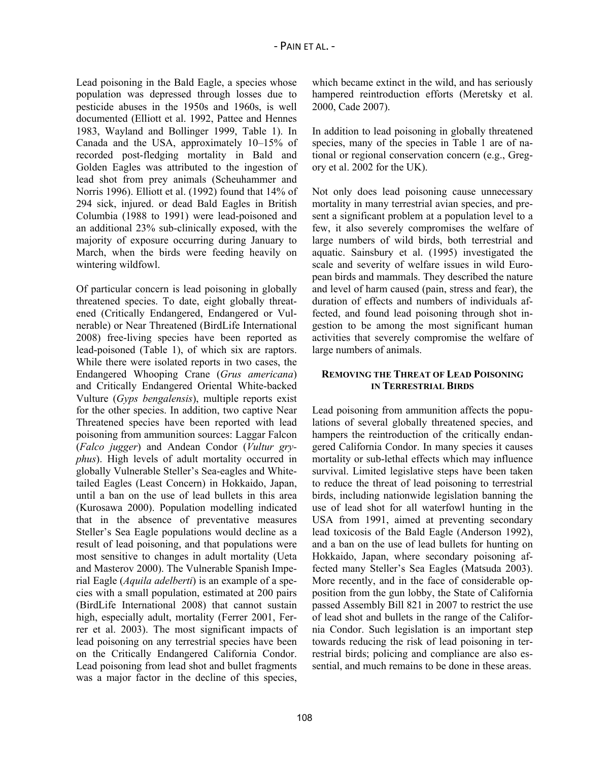Lead poisoning in the Bald Eagle, a species whose population was depressed through losses due to pesticide abuses in the 1950s and 1960s, is well documented (Elliott et al. 1992, Pattee and Hennes 1983, Wayland and Bollinger 1999, Table 1). In Canada and the USA, approximately 10–15% of recorded post-fledging mortality in Bald and Golden Eagles was attributed to the ingestion of lead shot from prey animals (Scheuhammer and Norris 1996). Elliott et al. (1992) found that 14% of 294 sick, injured. or dead Bald Eagles in British Columbia (1988 to 1991) were lead-poisoned and an additional 23% sub-clinically exposed, with the majority of exposure occurring during January to March, when the birds were feeding heavily on wintering wildfowl.

Of particular concern is lead poisoning in globally threatened species. To date, eight globally threatened (Critically Endangered, Endangered or Vulnerable) or Near Threatened (BirdLife International 2008) free-living species have been reported as lead-poisoned (Table 1), of which six are raptors. While there were isolated reports in two cases, the Endangered Whooping Crane (*Grus americana*) and Critically Endangered Oriental White-backed Vulture (*Gyps bengalensis*), multiple reports exist for the other species. In addition, two captive Near Threatened species have been reported with lead poisoning from ammunition sources: Laggar Falcon (*Falco jugger*) and Andean Condor (*Vultur gryphus*). High levels of adult mortality occurred in globally Vulnerable Steller's Sea-eagles and White-tailed Eagles (Least Concern) in Hokkaido, Japan, until a ban on the use of lead bullets in this area (Kurosawa 2000). Population modelling indicated that in the absence of preventative measures Steller's Sea Eagle populations would decline as a result of lead poisoning, and that populations were most sensitive to changes in adult mortality (Ueta and Masterov 2000). The Vulnerable Spanish Imperial Eagle (*Aquila adelberti*) is an example of a species with a small population, estimated at 200 pairs (BirdLife International 2008) that cannot sustain high, especially adult, mortality (Ferrer 2001, Ferrer et al. 2003). The most significant impacts of lead poisoning on any terrestrial species have been on the Critically Endangered California Condor. Lead poisoning from lead shot and bullet fragments was a major factor in the decline of this species, which became extinct in the wild, and has seriously hampered reintroduction efforts (Meretsky et al. 2000, Cade 2007).

In addition to lead poisoning in globally threatened species, many of the species in Table 1 are of national or regional conservation concern (e.g., Gregory et al. 2002 for the UK).

Not only does lead poisoning cause unnecessary mortality in many terrestrial avian species, and present a significant problem at a population level to a few, it also severely compromises the welfare of large numbers of wild birds, both terrestrial and aquatic. Sainsbury et al. (1995) investigated the scale and severity of welfare issues in wild European birds and mammals. They described the nature and level of harm caused (pain, stress and fear), the duration of effects and numbers of individuals affected, and found lead poisoning through shot ingestion to be among the most significant human activities that severely compromise the welfare of large numbers of animals.

## Removing the Threat of Lead Poisoning in Terrestrial Birds

Lead poisoning from ammunition affects the populations of several globally threatened species, and hampers the reintroduction of the critically endangered California Condor. In many species it causes mortality or sub-lethal effects which may influence survival. Limited legislative steps have been taken to reduce the threat of lead poisoning to terrestrial birds, including nationwide legislation banning the use of lead shot for all waterfowl hunting in the USA from 1991, aimed at preventing secondary lead toxicosis of the Bald Eagle (Anderson 1992), and a ban on the use of lead bullets for hunting on Hokkaido, Japan, where secondary poisoning affected many Steller's Sea Eagles (Matsuda 2003). More recently, and in the face of considerable opposition from the gun lobby, the State of California passed Assembly Bill 821 in 2007 to restrict the use of lead shot and bullets in the range of the California Condor. Such legislation is an important step towards reducing the risk of lead poisoning in terrestrial birds; policing and compliance are also essential, and much remains to be done in these areas.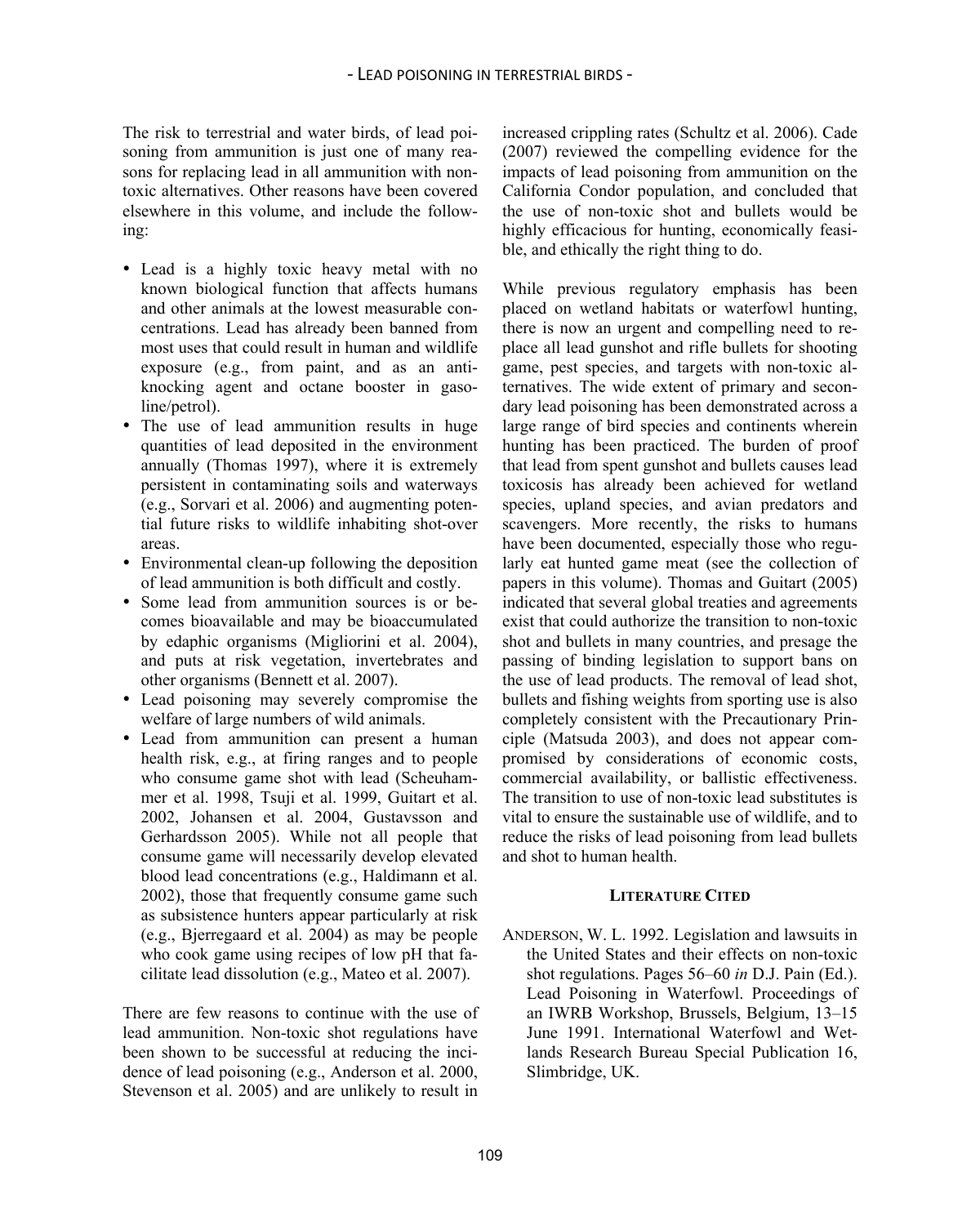The risk to terrestrial and water birds, of lead poisoning from ammunition is just one of many reasons for replacing lead in all ammunition with non-toxic alternatives. Other reasons have been covered elsewhere in this volume, and include the following:

- Lead is a highly toxic heavy metal with no known biological function that affects humans and other animals at the lowest measurable concentrations. Lead has already been banned from most uses that could result in human and wildlife exposure (e.g., from paint, and as an anti-knocking agent and octane booster in gasoline/petrol).
- The use of lead ammunition results in huge quantities of lead deposited in the environment annually (Thomas 1997), where it is extremely persistent in contaminating soils and waterways (e.g., Sorvari et al. 2006) and augmenting potential future risks to wildlife inhabiting shot-over areas.
- Environmental clean-up following the deposition of lead ammunition is both difficult and costly.
- Some lead from ammunition sources is or becomes bioavailable and may be bioaccumulated by edaphic organisms (Migliorini et al. 2004), and puts at risk vegetation, invertebrates and other organisms (Bennett et al. 2007).
- Lead poisoning may severely compromise the welfare of large numbers of wild animals.
- Lead from ammunition can present a human health risk, e.g., at firing ranges and to people who consume game shot with lead (Scheuhammer et al. 1998, Tsuji et al. 1999, Guitart et al. 2002, Johansen et al. 2004, Gustavsson and Gerhardsson 2005). While not all people that consume game will necessarily develop elevated blood lead concentrations (e.g., Haldimann et al. 2002), those that frequently consume game such as subsistence hunters appear particularly at risk (e.g., Bjerregaard et al. 2004) as may be people who cook game using recipes of low pH that facilitate lead dissolution (e.g., Mateo et al. 2007).

There are few reasons to continue with the use of lead ammunition. Non-toxic shot regulations have been shown to be successful at reducing the incidence of lead poisoning (e.g., Anderson et al. 2000, Stevenson et al. 2005) and are unlikely to result in increased crippling rates (Schultz et al. 2006). Cade (2007) reviewed the compelling evidence for the impacts of lead poisoning from ammunition on the California Condor population, and concluded that the use of non-toxic shot and bullets would be highly efficacious for hunting, economically feasible, and ethically the right thing to do.

While previous regulatory emphasis has been placed on wetland habitats or waterfowl hunting, there is now an urgent and compelling need to replace all lead gunshot and rifle bullets for shooting game, pest species, and targets with non-toxic alternatives. The wide extent of primary and secondary lead poisoning has been demonstrated across a large range of bird species and continents wherein hunting has been practiced. The burden of proof that lead from spent gunshot and bullets causes lead toxicosis has already been achieved for wetland species, upland species, and avian predators and scavengers. More recently, the risks to humans have been documented, especially those who regularly eat hunted game meat (see the collection of papers in this volume). Thomas and Guitart (2005) indicated that several global treaties and agreements exist that could authorize the transition to non-toxic shot and bullets in many countries, and presage the passing of binding legislation to support bans on the use of lead products. The removal of lead shot, bullets and fishing weights from sporting use is also completely consistent with the Precautionary Principle (Matsuda 2003), and does not appear compromised by considerations of economic costs, commercial availability, or ballistic effectiveness. The transition to use of non-toxic lead substitutes is vital to ensure the sustainable use of wildlife, and to reduce the risks of lead poisoning from lead bullets and shot to human health.

## LITERATURE CITED

ANDERSON, W. L. 1992. Legislation and lawsuits in the United States and their effects on non-toxic shot regulations. Pages 56–60 *in* D.J. Pain (Ed.). Lead Poisoning in Waterfowl. Proceedings of an IWRB Workshop, Brussels, Belgium, 13–15 June 1991. International Waterfowl and Wetlands Research Bureau Special Publication 16, Slimbridge, UK.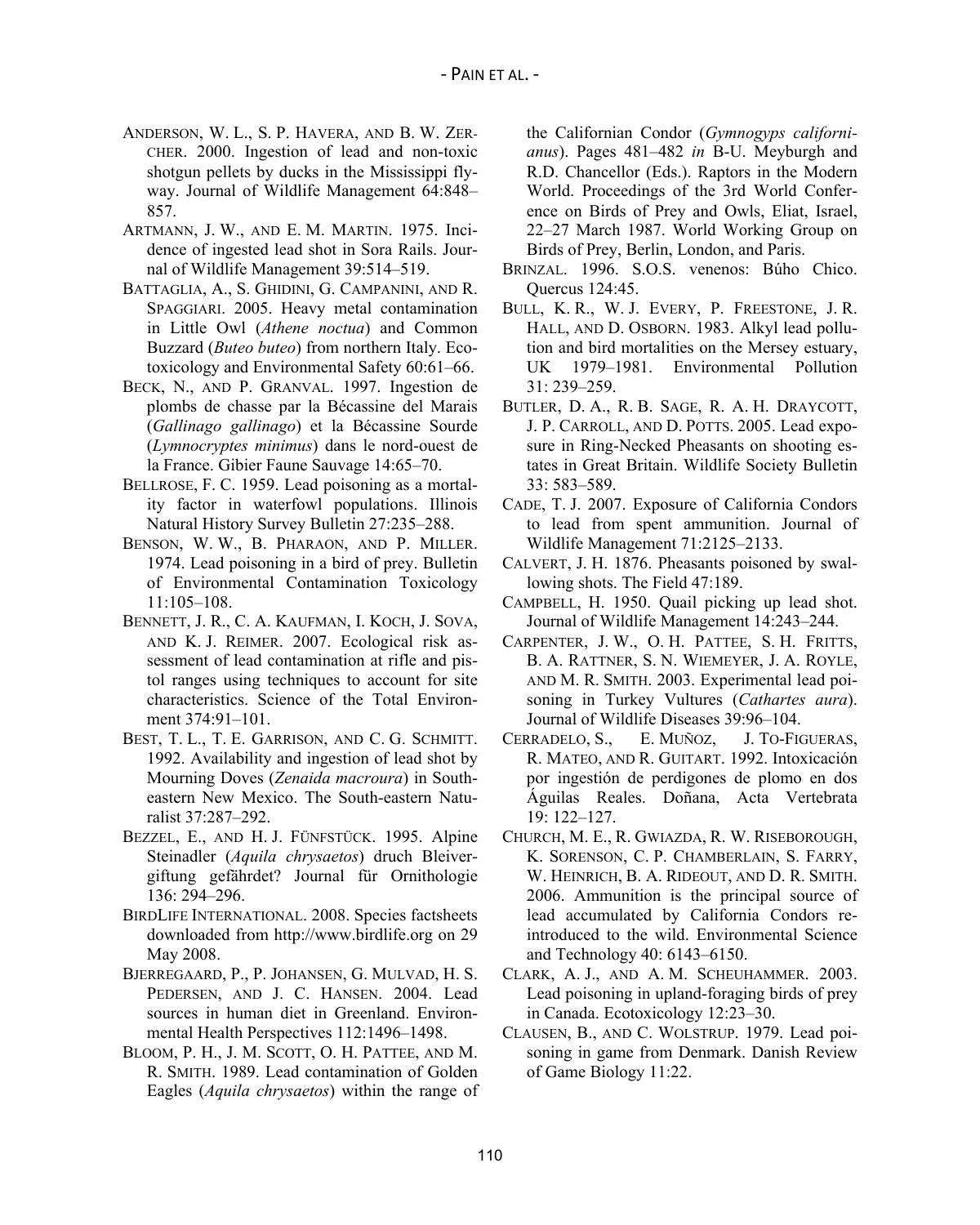ANDERSON, W. L., S. P. HAVERA, AND B. W. ZERCHER. 2000. Ingestion of lead and non-toxic shotgun pellets by ducks in the Mississippi flyway. Journal of Wildlife Management 64:848–857.

ARTMANN, J. W., AND E. M. MARTIN. 1975. Incidence of ingested lead shot in Sora Rails. Journal of Wildlife Management 39:514–519.

BATTAGLIA, A., S. GHIDINI, G. CAMPANINI, AND R. SPAGGIARI. 2005. Heavy metal contamination in Little Owl (*Athene noctua*) and Common Buzzard (*Buteo buteo*) from northern Italy. Ecotoxicology and Environmental Safety 60:61–66.

BECK, N., AND P. GRANVAL. 1997. Ingestion de plombs de chasse par la Bécassine del Marais (*Gallinago gallinago*) et la Bécassine Sourde (*Lymnocryptes minimus*) dans le nord-ouest de la France. Gibier Faune Sauvage 14:65–70.

BELLROSE, F. C. 1959. Lead poisoning as a mortality factor in waterfowl populations. Illinois Natural History Survey Bulletin 27:235–288.

BENSON, W. W., B. PHARAON, AND P. MILLER. 1974. Lead poisoning in a bird of prey. Bulletin of Environmental Contamination Toxicology 11:105–108.

BENNETT, J. R., C. A. KAUFMAN, I. KOCH, J. SOVA, AND K. J. REIMER. 2007. Ecological risk assessment of lead contamination at rifle and pistol ranges using techniques to account for site characteristics. Science of the Total Environment 374:91–101.

BEST, T. L., T. E. GARRISON, AND C. G. SCHMITT. 1992. Availability and ingestion of lead shot by Mourning Doves (*Zenaida macroura*) in Southeastern New Mexico. The South-eastern Naturalist 37:287–292.

BEZZEL, E., AND H. J. FÜNFSTÜCK. 1995. Alpine Steinadler (*Aquila chrysaetos*) druch Bleivergiftung gefährdet? Journal für Ornithologie 136: 294–296.

BIRDLIFE INTERNATIONAL. 2008. Species factsheets downloaded from http://www.birdlife.org on 29 May 2008.

BJERREGAARD, P., P. JOHANSEN, G. MULVAD, H. S. PEDERSEN, AND J. C. HANSEN. 2004. Lead sources in human diet in Greenland. Environmental Health Perspectives 112:1496–1498.

BLOOM, P. H., J. M. SCOTT, O. H. PATTEE, AND M. R. SMITH. 1989. Lead contamination of Golden Eagles (*Aquila chrysaetos*) within the range of the Californian Condor (*Gymnogyps californianus*). Pages 481–482 *in* B-U. Meyburgh and R.D. Chancellor (Eds.). Raptors in the Modern World. Proceedings of the 3rd World Conference on Birds of Prey and Owls, Eliat, Israel, 22–27 March 1987. World Working Group on Birds of Prey, Berlin, London, and Paris.

BRINZAL. 1996. S.O.S. venenos: Búho Chico. Quercus 124:45.

BULL, K. R., W. J. EVERY, P. FREESTONE, J. R. HALL, AND D. OSBORN. 1983. Alkyl lead pollution and bird mortalities on the Mersey estuary, UK 1979–1981. Environmental Pollution 31: 239–259.

BUTLER, D. A., R. B. SAGE, R. A. H. DRAYCOTT, J. P. CARROLL, AND D. POTTS. 2005. Lead exposure in Ring-Necked Pheasants on shooting estates in Great Britain. Wildlife Society Bulletin 33: 583–589.

CADE, T. J. 2007. Exposure of California Condors to lead from spent ammunition. Journal of Wildlife Management 71:2125–2133.

CALVERT, J. H. 1876. Pheasants poisoned by swallowing shots. The Field 47:189.

CAMPBELL, H. 1950. Quail picking up lead shot. Journal of Wildlife Management 14:243–244.

CARPENTER, J. W., O. H. PATTEE, S. H. FRITTS, B. A. RATTNER, S. N. WIEMEYER, J. A. ROYLE, AND M. R. SMITH. 2003. Experimental lead poisoning in Turkey Vultures (*Cathartes aura*). Journal of Wildlife Diseases 39:96–104.

CERRADELO, S., E. MUÑOZ, J. TO-FIGUERAS, R. MATEO, AND R. GUITART. 1992. Intoxicación por ingestión de perdigones de plomo en dos Águilas Reales. Doñana, Acta Vertebrata 19: 122–127.

CHURCH, M. E., R. GWIAZDA, R. W. RISEBOROUGH, K. SORENSON, C. P. CHAMBERLAIN, S. FARRY, W. HEINRICH, B. A. RIDEOUT, AND D. R. SMITH. 2006. Ammunition is the principal source of lead accumulated by California Condors reintroduced to the wild. Environmental Science and Technology 40: 6143–6150.

CLARK, A. J., AND A. M. SCHEUHAMMER. 2003. Lead poisoning in upland-foraging birds of prey in Canada. Ecotoxicology 12:23–30.

CLAUSEN, B., AND C. WOLSTRUP. 1979. Lead poisoning in game from Denmark. Danish Review of Game Biology 11:22.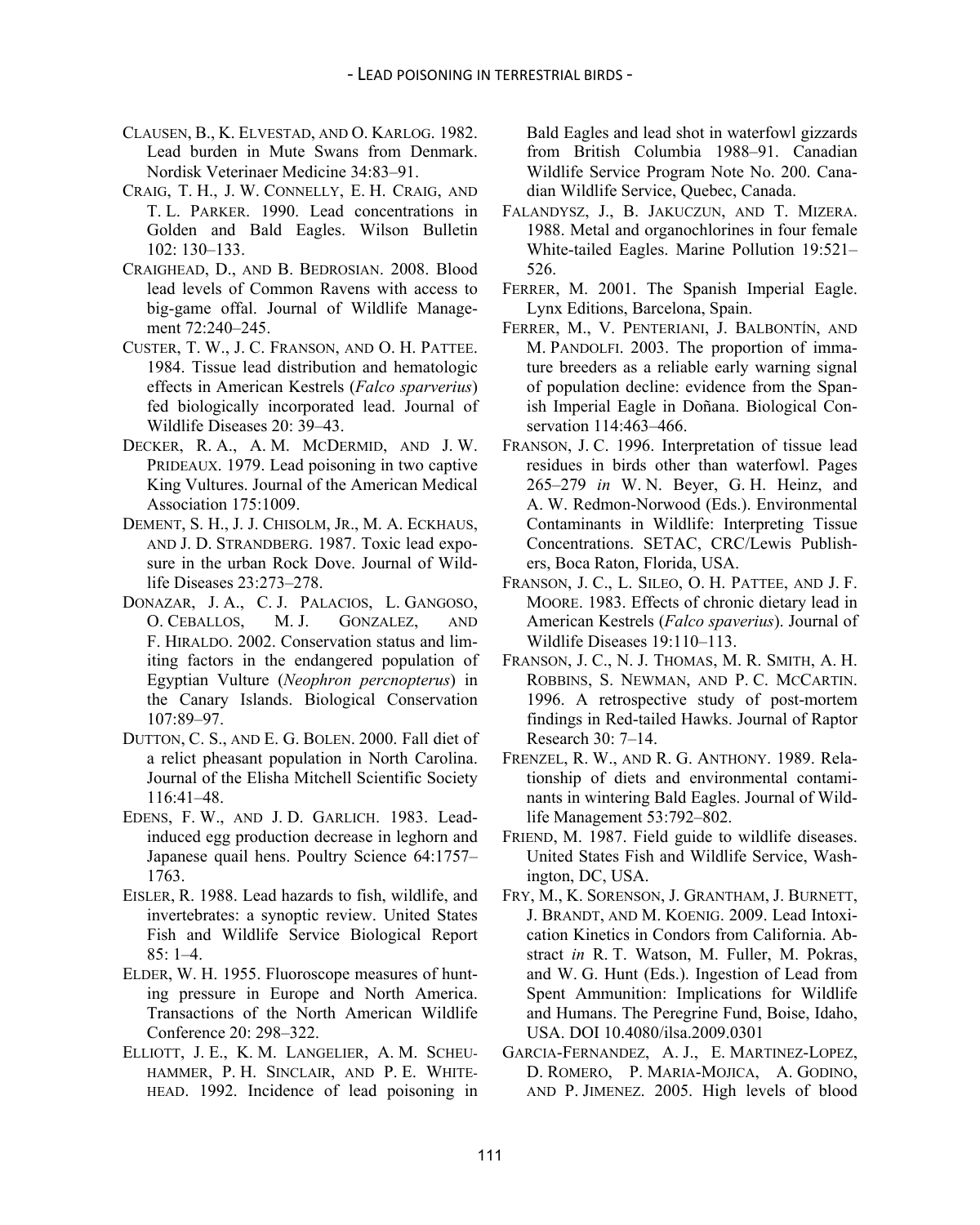Clausen, B., K. Elvestad, and O. Karlog. 1982. Lead burden in Mute Swans from Denmark. Nordisk Veterinaer Medicine 34:83–91.

Craig, T. H., J. W. Connelly, E. H. Craig, and T. L. Parker. 1990. Lead concentrations in Golden and Bald Eagles. Wilson Bulletin 102: 130–133.

Craighead, D., and B. Bedrosian. 2008. Blood lead levels of Common Ravens with access to big-game offal. Journal of Wildlife Management 72:240–245.

Custer, T. W., J. C. Franson, and O. H. Pattee. 1984. Tissue lead distribution and hematologic effects in American Kestrels (*Falco sparverius*) fed biologically incorporated lead. Journal of Wildlife Diseases 20: 39–43.

Decker, R. A., A. M. McDermid, and J. W. Prideaux. 1979. Lead poisoning in two captive King Vultures. Journal of the American Medical Association 175:1009.

Dement, S. H., J. J. Chisolm, Jr., M. A. Eckhaus, and J. D. Strandberg. 1987. Toxic lead exposure in the urban Rock Dove. Journal of Wildlife Diseases 23:273–278.

Donazar, J. A., C. J. Palacios, L. Gangoso, O. Ceballos, M. J. Gonzalez, and F. Hiraldo. 2002. Conservation status and limiting factors in the endangered population of Egyptian Vulture (*Neophron percnopterus*) in the Canary Islands. Biological Conservation 107:89–97.

Dutton, C. S., and E. G. Bolen. 2000. Fall diet of a relict pheasant population in North Carolina. Journal of the Elisha Mitchell Scientific Society 116:41–48.

Edens, F. W., and J. D. Garlich. 1983. Lead-induced egg production decrease in leghorn and Japanese quail hens. Poultry Science 64:1757–1763.

Eisler, R. 1988. Lead hazards to fish, wildlife, and invertebrates: a synoptic review. United States Fish and Wildlife Service Biological Report 85: 1–4.

Elder, W. H. 1955. Fluoroscope measures of hunting pressure in Europe and North America. Transactions of the North American Wildlife Conference 20: 298–322.

Elliott, J. E., K. M. Langelier, A. M. Scheuhammer, P. H. Sinclair, and P. E. Whitehead. 1992. Incidence of lead poisoning in Bald Eagles and lead shot in waterfowl gizzards from British Columbia 1988–91. Canadian Wildlife Service Program Note No. 200. Canadian Wildlife Service, Quebec, Canada.

Falandysz, J., B. Jakuczun, and T. Mizera. 1988. Metal and organochlorines in four female White-tailed Eagles. Marine Pollution 19:521–526.

Ferrer, M. 2001. The Spanish Imperial Eagle. Lynx Editions, Barcelona, Spain.

Ferrer, M., V. Penteriani, J. Balbontín, and M. Pandolfi. 2003. The proportion of immature breeders as a reliable early warning signal of population decline: evidence from the Spanish Imperial Eagle in Doñana. Biological Conservation 114:463–466.

Franson, J. C. 1996. Interpretation of tissue lead residues in birds other than waterfowl. Pages 265–279 *in* W. N. Beyer, G. H. Heinz, and A. W. Redmon-Norwood (Eds.). Environmental Contaminants in Wildlife: Interpreting Tissue Concentrations. SETAC, CRC/Lewis Publishers, Boca Raton, Florida, USA.

Franson, J. C., L. Sileo, O. H. Pattee, and J. F. Moore. 1983. Effects of chronic dietary lead in American Kestrels (*Falco spaverius*). Journal of Wildlife Diseases 19:110–113.

Franson, J. C., N. J. Thomas, M. R. Smith, A. H. Robbins, S. Newman, and P. C. McCartin. 1996. A retrospective study of post-mortem findings in Red-tailed Hawks. Journal of Raptor Research 30: 7–14.

Frenzel, R. W., and R. G. Anthony. 1989. Relationship of diets and environmental contaminants in wintering Bald Eagles. Journal of Wildlife Management 53:792–802.

Friend, M. 1987. Field guide to wildlife diseases. United States Fish and Wildlife Service, Washington, DC, USA.

Fry, M., K. Sorenson, J. Grantham, J. Burnett, J. Brandt, and M. Koenig. 2009. Lead Intoxication Kinetics in Condors from California. Abstract *in* R. T. Watson, M. Fuller, M. Pokras, and W. G. Hunt (Eds.). Ingestion of Lead from Spent Ammunition: Implications for Wildlife and Humans. The Peregrine Fund, Boise, Idaho, USA. DOI 10.4080/ilsa.2009.0301

Garcia-Fernandez, A. J., E. Martinez-Lopez, D. Romero, P. Maria-Mojica, A. Godino, and P. Jimenez. 2005. High levels of blood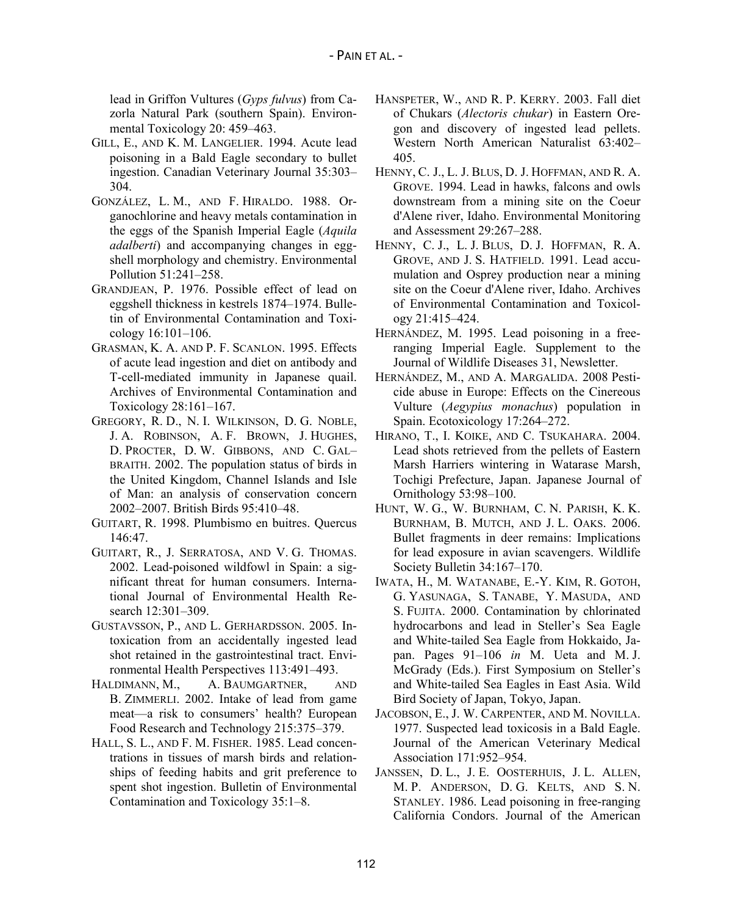lead in Griffon Vultures (*Gyps fulvus*) from Cazorla Natural Park (southern Spain). Environmental Toxicology 20: 459–463.

GILL, E., AND K. M. LANGELIER. 1994. Acute lead poisoning in a Bald Eagle secondary to bullet ingestion. Canadian Veterinary Journal 35:303–304.

GONZÁLEZ, L. M., AND F. HIRALDO. 1988. Organochlorine and heavy metals contamination in the eggs of the Spanish Imperial Eagle (*Aquila adalberti*) and accompanying changes in eggshell morphology and chemistry. Environmental Pollution 51:241–258.

GRANDJEAN, P. 1976. Possible effect of lead on eggshell thickness in kestrels 1874–1974. Bulletin of Environmental Contamination and Toxicology 16:101–106.

GRASMAN, K. A. AND P. F. SCANLON. 1995. Effects of acute lead ingestion and diet on antibody and T-cell-mediated immunity in Japanese quail. Archives of Environmental Contamination and Toxicology 28:161–167.

GREGORY, R. D., N. I. WILKINSON, D. G. NOBLE, J. A. ROBINSON, A. F. BROWN, J. HUGHES, D. PROCTER, D. W. GIBBONS, AND C. GALBRAITH. 2002. The population status of birds in the United Kingdom, Channel Islands and Isle of Man: an analysis of conservation concern 2002–2007. British Birds 95:410–48.

GUITART, R. 1998. Plumbismo en buitres. Quercus 146:47.

GUITART, R., J. SERRATOSA, AND V. G. THOMAS. 2002. Lead-poisoned wildfowl in Spain: a significant threat for human consumers. International Journal of Environmental Health Research 12:301–309.

GUSTAVSSON, P., AND L. GERHARDSSON. 2005. Intoxication from an accidentally ingested lead shot retained in the gastrointestinal tract. Environmental Health Perspectives 113:491–493.

HALDIMANN, M., A. BAUMGARTNER, AND B. ZIMMERLI. 2002. Intake of lead from game meat—a risk to consumers' health? European Food Research and Technology 215:375–379.

HALL, S. L., AND F. M. FISHER. 1985. Lead concentrations in tissues of marsh birds and relationships of feeding habits and grit preference to spent shot ingestion. Bulletin of Environmental Contamination and Toxicology 35:1–8.

HANSPETER, W., AND R. P. KERRY. 2003. Fall diet of Chukars (*Alectoris chukar*) in Eastern Oregon and discovery of ingested lead pellets. Western North American Naturalist 63:402–405.

HENNY, C. J., L. J. BLUS, D. J. HOFFMAN, AND R. A. GROVE. 1994. Lead in hawks, falcons and owls downstream from a mining site on the Coeur d'Alene river, Idaho. Environmental Monitoring and Assessment 29:267–288.

HENNY, C. J., L. J. BLUS, D. J. HOFFMAN, R. A. GROVE, AND J. S. HATFIELD. 1991. Lead accumulation and Osprey production near a mining site on the Coeur d'Alene river, Idaho. Archives of Environmental Contamination and Toxicology 21:415–424.

HERNÁNDEZ, M. 1995. Lead poisoning in a free-ranging Imperial Eagle. Supplement to the Journal of Wildlife Diseases 31, Newsletter.

HERNÁNDEZ, M., AND A. MARGALIDA. 2008 Pesticide abuse in Europe: Effects on the Cinereous Vulture (*Aegypius monachus*) population in Spain. Ecotoxicology 17:264–272.

HIRANO, T., I. KOIKE, AND C. TSUKAHARA. 2004. Lead shots retrieved from the pellets of Eastern Marsh Harriers wintering in Watarase Marsh, Tochigi Prefecture, Japan. Japanese Journal of Ornithology 53:98–100.

HUNT, W. G., W. BURNHAM, C. N. PARISH, K. K. BURNHAM, B. MUTCH, AND J. L. OAKS. 2006. Bullet fragments in deer remains: Implications for lead exposure in avian scavengers. Wildlife Society Bulletin 34:167–170.

IWATA, H., M. WATANABE, E.-Y. KIM, R. GOTOH, G. YASUNAGA, S. TANABE, Y. MASUDA, AND S. FUJITA. 2000. Contamination by chlorinated hydrocarbons and lead in Steller's Sea Eagle and White-tailed Sea Eagle from Hokkaido, Japan. Pages 91–106 *in* M. Ueta and M. J. McGrady (Eds.). First Symposium on Steller's and White-tailed Sea Eagles in East Asia. Wild Bird Society of Japan, Tokyo, Japan.

JACOBSON, E., J. W. CARPENTER, AND M. NOVILLA. 1977. Suspected lead toxicosis in a Bald Eagle. Journal of the American Veterinary Medical Association 171:952–954.

JANSSEN, D. L., J. E. OOSTERHUIS, J. L. ALLEN, M. P. ANDERSON, D. G. KELTS, AND S. N. STANLEY. 1986. Lead poisoning in free-ranging California Condors. Journal of the American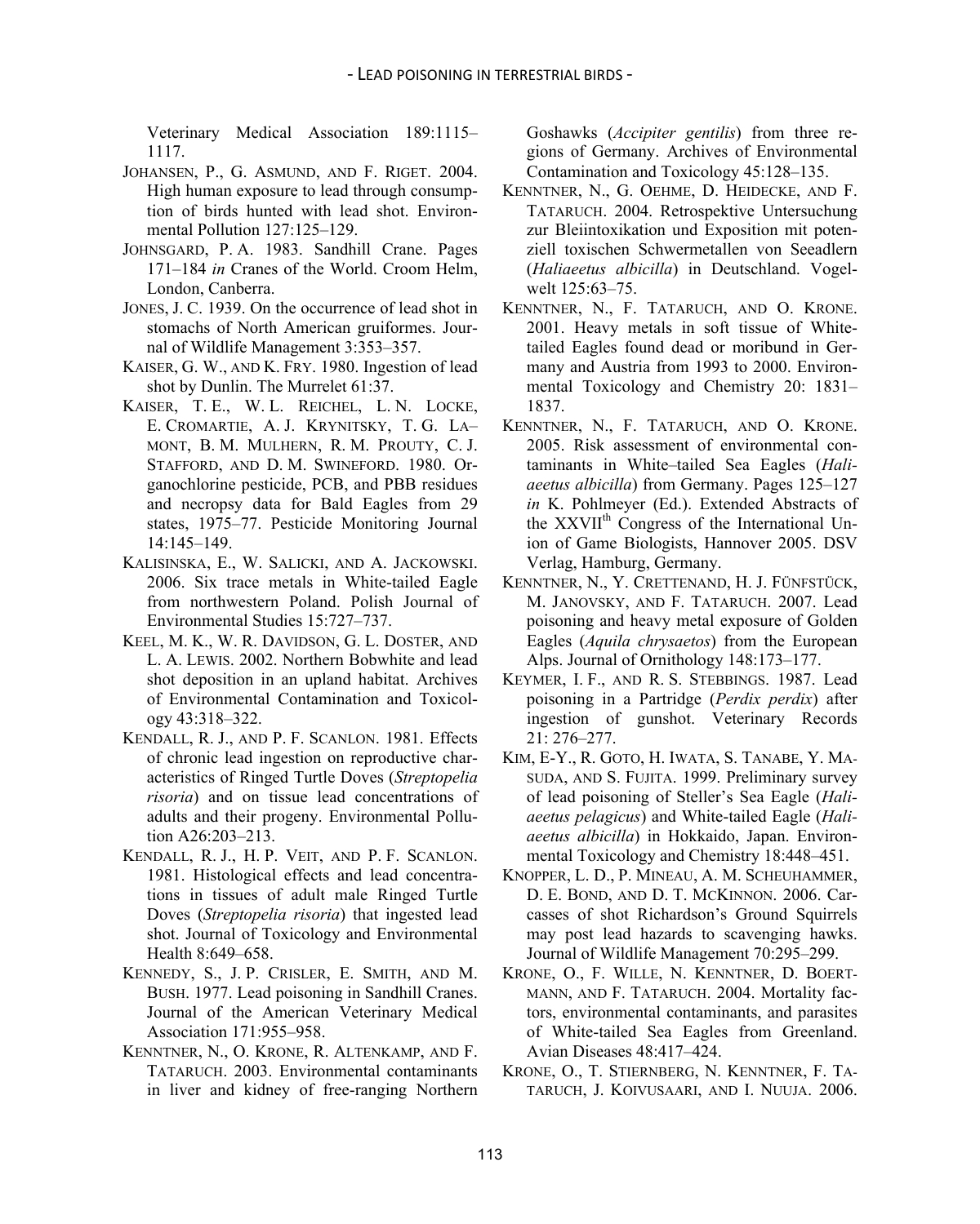Veterinary Medical Association 189:1115–1117.

JOHANSEN, P., G. ASMUND, AND F. RIGET. 2004. High human exposure to lead through consumption of birds hunted with lead shot. Environmental Pollution 127:125–129.

JOHNSGARD, P. A. 1983. Sandhill Crane. Pages 171–184 *in* Cranes of the World. Croom Helm, London, Canberra.

JONES, J. C. 1939. On the occurrence of lead shot in stomachs of North American gruiformes. Journal of Wildlife Management 3:353–357.

KAISER, G. W., AND K. FRY. 1980. Ingestion of lead shot by Dunlin. The Murrelet 61:37.

KAISER, T. E., W. L. REICHEL, L. N. LOCKE, E. CROMARTIE, A. J. KRYNITSKY, T. G. LAMONT, B. M. MULHERN, R. M. PROUTY, C. J. STAFFORD, AND D. M. SWINEFORD. 1980. Organochlorine pesticide, PCB, and PBB residues and necropsy data for Bald Eagles from 29 states, 1975–77. Pesticide Monitoring Journal 14:145–149.

KALISINSKA, E., W. SALICKI, AND A. JACKOWSKI. 2006. Six trace metals in White-tailed Eagle from northwestern Poland. Polish Journal of Environmental Studies 15:727–737.

KEEL, M. K., W. R. DAVIDSON, G. L. DOSTER, AND L. A. LEWIS. 2002. Northern Bobwhite and lead shot deposition in an upland habitat. Archives of Environmental Contamination and Toxicology 43:318–322.

KENDALL, R. J., AND P. F. SCANLON. 1981. Effects of chronic lead ingestion on reproductive characteristics of Ringed Turtle Doves (*Streptopelia risoria*) and on tissue lead concentrations of adults and their progeny. Environmental Pollution A26:203–213.

KENDALL, R. J., H. P. VEIT, AND P. F. SCANLON. 1981. Histological effects and lead concentrations in tissues of adult male Ringed Turtle Doves (*Streptopelia risoria*) that ingested lead shot. Journal of Toxicology and Environmental Health 8:649–658.

KENNEDY, S., J. P. CRISLER, E. SMITH, AND M. BUSH. 1977. Lead poisoning in Sandhill Cranes. Journal of the American Veterinary Medical Association 171:955–958.

KENNTNER, N., O. KRONE, R. ALTENKAMP, AND F. TATARUCH. 2003. Environmental contaminants in liver and kidney of free-ranging Northern Goshawks (*Accipiter gentilis*) from three regions of Germany. Archives of Environmental Contamination and Toxicology 45:128–135.

KENNTNER, N., G. OEHME, D. HEIDECKE, AND F. TATARUCH. 2004. Retrospektive Untersuchung zur Bleiintoxikation und Exposition mit potenziell toxischen Schwermetallen von Seeadlern (*Haliaeetus albicilla*) in Deutschland. Vogelwelt 125:63–75.

KENNTNER, N., F. TATARUCH, AND O. KRONE. 2001. Heavy metals in soft tissue of White-tailed Eagles found dead or moribund in Germany and Austria from 1993 to 2000. Environmental Toxicology and Chemistry 20: 1831–1837.

KENNTNER, N., F. TATARUCH, AND O. KRONE. 2005. Risk assessment of environmental contaminants in White–tailed Sea Eagles (*Haliaeetus albicilla*) from Germany. Pages 125–127 *in* K. Pohlmeyer (Ed.). Extended Abstracts of the XXVII$^{th}$ Congress of the International Union of Game Biologists, Hannover 2005. DSV Verlag, Hamburg, Germany.

KENNTNER, N., Y. CRETTENAND, H. J. FÜNFSTÜCK, M. JANOVSKY, AND F. TATARUCH. 2007. Lead poisoning and heavy metal exposure of Golden Eagles (*Aquila chrysaetos*) from the European Alps. Journal of Ornithology 148:173–177.

KEYMER, I. F., AND R. S. STEBBINGS. 1987. Lead poisoning in a Partridge (*Perdix perdix*) after ingestion of gunshot. Veterinary Records 21: 276–277.

KIM, E-Y., R. GOTO, H. IWATA, S. TANABE, Y. MASUDA, AND S. FUJITA. 1999. Preliminary survey of lead poisoning of Steller's Sea Eagle (*Haliaeetus pelagicus*) and White-tailed Eagle (*Haliaeetus albicilla*) in Hokkaido, Japan. Environmental Toxicology and Chemistry 18:448–451.

KNOPPER, L. D., P. MINEAU, A. M. SCHEUHAMMER, D. E. BOND, AND D. T. MCKINNON. 2006. Carcasses of shot Richardson's Ground Squirrels may post lead hazards to scavenging hawks. Journal of Wildlife Management 70:295–299.

KRONE, O., F. WILLE, N. KENNTNER, D. BOERTMANN, AND F. TATARUCH. 2004. Mortality factors, environmental contaminants, and parasites of White-tailed Sea Eagles from Greenland. Avian Diseases 48:417–424.

KRONE, O., T. STIERNBERG, N. KENNTNER, F. TATARUCH, J. KOIVUSAARI, AND I. NUUJA. 2006.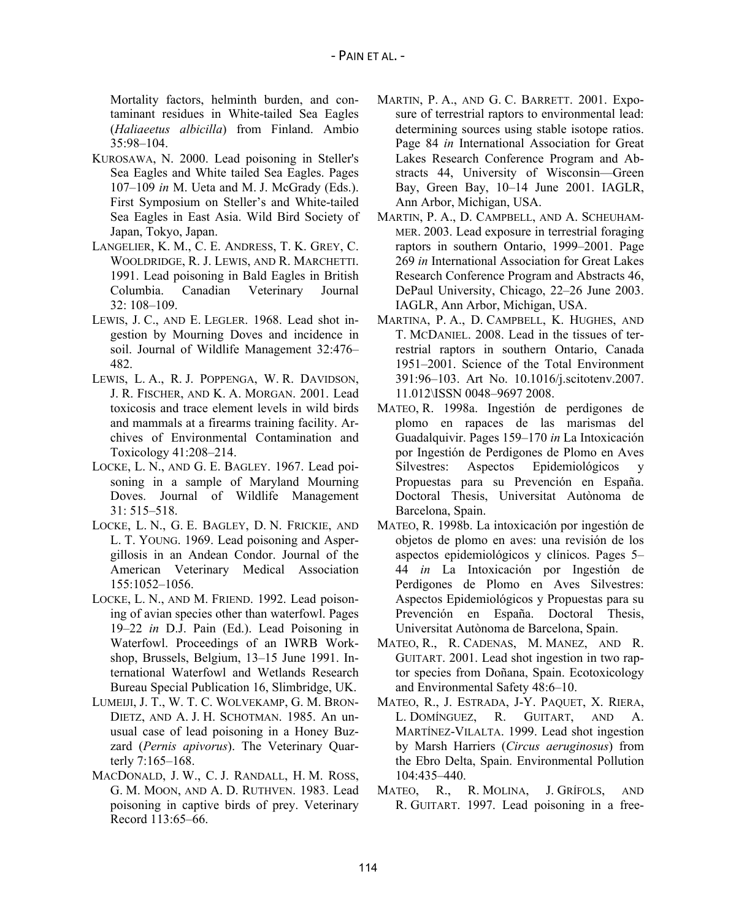Mortality factors, helminth burden, and contaminant residues in White-tailed Sea Eagles (*Haliaeetus albicilla*) from Finland. Ambio 35:98–104.

KUROSAWA, N. 2000. Lead poisoning in Steller's Sea Eagles and White tailed Sea Eagles. Pages 107–109 *in* M. Ueta and M. J. McGrady (Eds.). First Symposium on Steller's and White-tailed Sea Eagles in East Asia. Wild Bird Society of Japan, Tokyo, Japan.

LANGELIER, K. M., C. E. ANDRESS, T. K. GREY, C. WOOLDRIDGE, R. J. LEWIS, AND R. MARCHETTI. 1991. Lead poisoning in Bald Eagles in British Columbia. Canadian Veterinary Journal 32: 108–109.

LEWIS, J. C., AND E. LEGLER. 1968. Lead shot ingestion by Mourning Doves and incidence in soil. Journal of Wildlife Management 32:476–482.

LEWIS, L. A., R. J. POPPENGA, W. R. DAVIDSON, J. R. FISCHER, AND K. A. MORGAN. 2001. Lead toxicosis and trace element levels in wild birds and mammals at a firearms training facility. Archives of Environmental Contamination and Toxicology 41:208–214.

LOCKE, L. N., AND G. E. BAGLEY. 1967. Lead poisoning in a sample of Maryland Mourning Doves. Journal of Wildlife Management 31: 515–518.

LOCKE, L. N., G. E. BAGLEY, D. N. FRICKIE, AND L. T. YOUNG. 1969. Lead poisoning and Aspergillosis in an Andean Condor. Journal of the American Veterinary Medical Association 155:1052–1056.

LOCKE, L. N., AND M. FRIEND. 1992. Lead poisoning of avian species other than waterfowl. Pages 19–22 *in* D.J. Pain (Ed.). Lead Poisoning in Waterfowl. Proceedings of an IWRB Workshop, Brussels, Belgium, 13–15 June 1991. International Waterfowl and Wetlands Research Bureau Special Publication 16, Slimbridge, UK.

LUMEIJ, J. T., W. T. C. WOLVEKAMP, G. M. BRON-DIETZ, AND A. J. H. SCHOTMAN. 1985. An unusual case of lead poisoning in a Honey Buzzard (*Pernis apivorus*). The Veterinary Quarterly 7:165–168.

MACDONALD, J. W., C. J. RANDALL, H. M. ROSS, G. M. MOON, AND A. D. RUTHVEN. 1983. Lead poisoning in captive birds of prey. Veterinary Record 113:65–66.

MARTIN, P. A., AND G. C. BARRETT. 2001. Exposure of terrestrial raptors to environmental lead: determining sources using stable isotope ratios. Page 84 *in* International Association for Great Lakes Research Conference Program and Abstracts 44, University of Wisconsin—Green Bay, Green Bay, 10–14 June 2001. IAGLR, Ann Arbor, Michigan, USA.

MARTIN, P. A., D. CAMPBELL, AND A. SCHEUHAMMER. 2003. Lead exposure in terrestrial foraging raptors in southern Ontario, 1999–2001. Page 269 *in* International Association for Great Lakes Research Conference Program and Abstracts 46, DePaul University, Chicago, 22–26 June 2003. IAGLR, Ann Arbor, Michigan, USA.

MARTINA, P. A., D. CAMPBELL, K. HUGHES, AND T. MCDANIEL. 2008. Lead in the tissues of terrestrial raptors in southern Ontario, Canada 1951–2001. Science of the Total Environment 391:96–103. Art No. 10.1016/j.scitotenv.2007. 11.012\ISSN 0048–9697 2008.

MATEO, R. 1998a. Ingestión de perdigones de plomo en rapaces de las marismas del Guadalquivir. Pages 159–170 *in* La Intoxicación por Ingestión de Perdigones de Plomo en Aves Silvestres: Aspectos Epidemiológicos y Propuestas para su Prevención en España. Doctoral Thesis, Universitat Autònoma de Barcelona, Spain.

MATEO, R. 1998b. La intoxicación por ingestión de objetos de plomo en aves: una revisión de los aspectos epidemiológicos y clínicos. Pages 5–44 *in* La Intoxicación por Ingestión de Perdigones de Plomo en Aves Silvestres: Aspectos Epidemiológicos y Propuestas para su Prevención en España. Doctoral Thesis, Universitat Autònoma de Barcelona, Spain.

MATEO, R., R. CADENAS, M. MANEZ, AND R. GUITART. 2001. Lead shot ingestion in two raptor species from Doñana, Spain. Ecotoxicology and Environmental Safety 48:6–10.

MATEO, R., J. ESTRADA, J-Y. PAQUET, X. RIERA, L. DOMÍNGUEZ, R. GUITART, AND A. MARTÍNEZ-VILALTA. 1999. Lead shot ingestion by Marsh Harriers (*Circus aeruginosus*) from the Ebro Delta, Spain. Environmental Pollution 104:435–440.

MATEO, R., R. MOLINA, J. GRÍFOLS, AND R. GUITART. 1997. Lead poisoning in a free-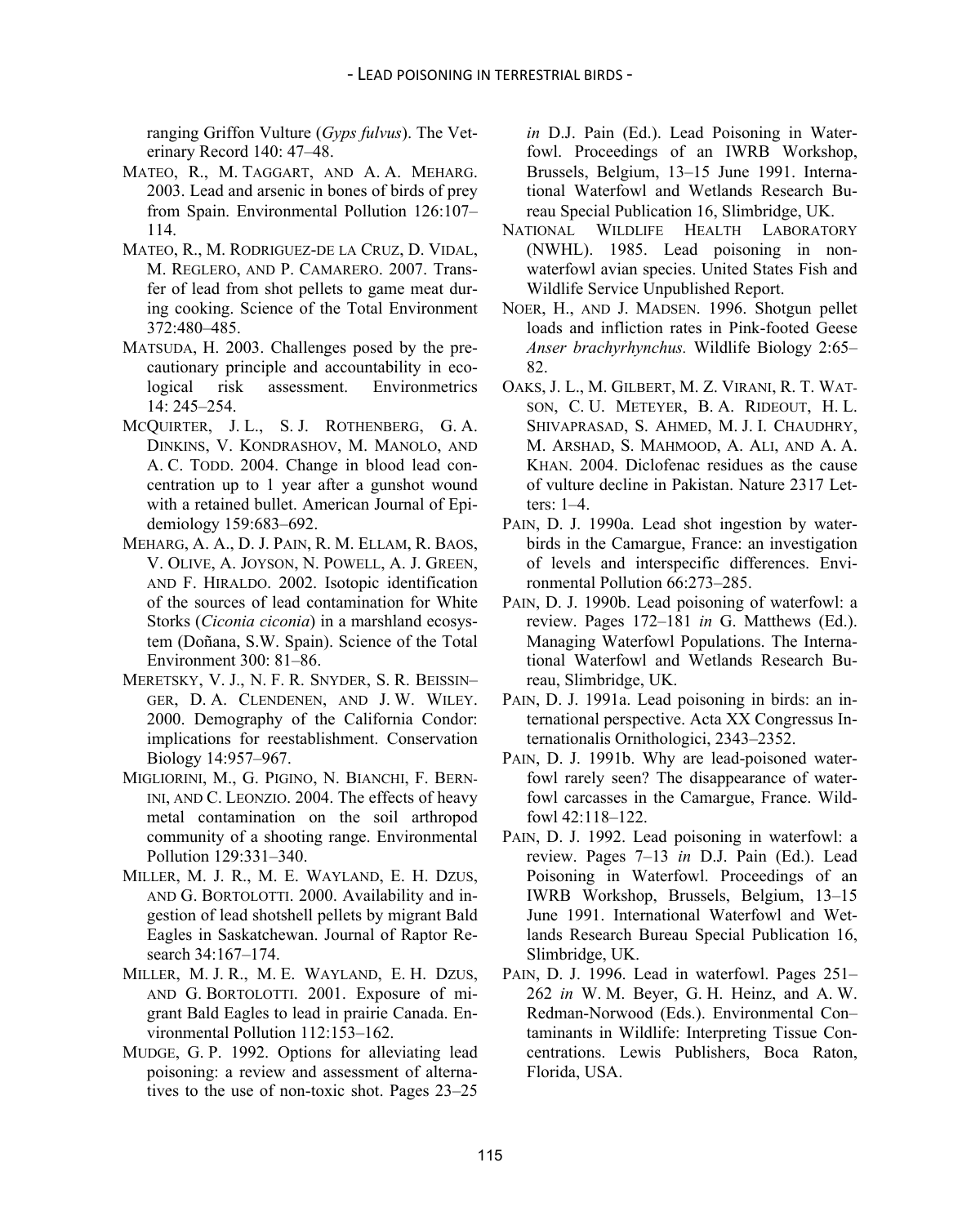ranging Griffon Vulture (*Gyps fulvus*). The Veterinary Record 140: 47–48.

MATEO, R., M. TAGGART, AND A. A. MEHARG. 2003. Lead and arsenic in bones of birds of prey from Spain. Environmental Pollution 126:107–114.

MATEO, R., M. RODRIGUEZ-DE LA CRUZ, D. VIDAL, M. REGLERO, AND P. CAMARERO. 2007. Transfer of lead from shot pellets to game meat during cooking. Science of the Total Environment 372:480–485.

MATSUDA, H. 2003. Challenges posed by the precautionary principle and accountability in ecological risk assessment. Environmetrics 14: 245–254.

MCQUIRTER, J. L., S. J. ROTHENBERG, G. A. DINKINS, V. KONDRASHOV, M. MANOLO, AND A. C. TODD. 2004. Change in blood lead concentration up to 1 year after a gunshot wound with a retained bullet. American Journal of Epidemiology 159:683–692.

MEHARG, A. A., D. J. PAIN, R. M. ELLAM, R. BAOS, V. OLIVE, A. JOYSON, N. POWELL, A. J. GREEN, AND F. HIRALDO. 2002. Isotopic identification of the sources of lead contamination for White Storks (*Ciconia ciconia*) in a marshland ecosystem (Doñana, S.W. Spain). Science of the Total Environment 300: 81–86.

MERETSKY, V. J., N. F. R. SNYDER, S. R. BEISSINGER, D. A. CLENDENEN, AND J. W. WILEY. 2000. Demography of the California Condor: implications for reestablishment. Conservation Biology 14:957–967.

MIGLIORINI, M., G. PIGINO, N. BIANCHI, F. BERNINI, AND C. LEONZIO. 2004. The effects of heavy metal contamination on the soil arthropod community of a shooting range. Environmental Pollution 129:331–340.

MILLER, M. J. R., M. E. WAYLAND, E. H. DZUS, AND G. BORTOLOTTI. 2000. Availability and ingestion of lead shotshell pellets by migrant Bald Eagles in Saskatchewan. Journal of Raptor Research 34:167–174.

MILLER, M. J. R., M. E. WAYLAND, E. H. DZUS, AND G. BORTOLOTTI. 2001. Exposure of migrant Bald Eagles to lead in prairie Canada. Environmental Pollution 112:153–162.

MUDGE, G. P. 1992. Options for alleviating lead poisoning: a review and assessment of alternatives to the use of non-toxic shot. Pages 23–25 *in* D.J. Pain (Ed.). Lead Poisoning in Waterfowl. Proceedings of an IWRB Workshop, Brussels, Belgium, 13–15 June 1991. International Waterfowl and Wetlands Research Bureau Special Publication 16, Slimbridge, UK.

NATIONAL WILDLIFE HEALTH LABORATORY (NWHL). 1985. Lead poisoning in nonwaterfowl avian species. United States Fish and Wildlife Service Unpublished Report.

NOER, H., AND J. MADSEN. 1996. Shotgun pellet loads and infliction rates in Pink-footed Geese *Anser brachyrhynchus.* Wildlife Biology 2:65–82.

OAKS, J. L., M. GILBERT, M. Z. VIRANI, R. T. WATSON, C. U. METEYER, B. A. RIDEOUT, H. L. SHIVAPRASAD, S. AHMED, M. J. I. CHAUDHRY, M. ARSHAD, S. MAHMOOD, A. ALI, AND A. A. KHAN. 2004. Diclofenac residues as the cause of vulture decline in Pakistan. Nature 2317 Letters: 1–4.

PAIN, D. J. 1990a. Lead shot ingestion by waterbirds in the Camargue, France: an investigation of levels and interspecific differences. Environmental Pollution 66:273–285.

PAIN, D. J. 1990b. Lead poisoning of waterfowl: a review. Pages 172–181 *in* G. Matthews (Ed.). Managing Waterfowl Populations. The International Waterfowl and Wetlands Research Bureau, Slimbridge, UK.

PAIN, D. J. 1991a. Lead poisoning in birds: an international perspective. Acta XX Congressus Internationalis Ornithologici, 2343–2352.

PAIN, D. J. 1991b. Why are lead-poisoned waterfowl rarely seen? The disappearance of waterfowl carcasses in the Camargue, France. Wildfowl 42:118–122.

PAIN, D. J. 1992. Lead poisoning in waterfowl: a review. Pages 7–13 *in* D.J. Pain (Ed.). Lead Poisoning in Waterfowl. Proceedings of an IWRB Workshop, Brussels, Belgium, 13–15 June 1991. International Waterfowl and Wetlands Research Bureau Special Publication 16, Slimbridge, UK.

PAIN, D. J. 1996. Lead in waterfowl. Pages 251–262 *in* W. M. Beyer, G. H. Heinz, and A. W. Redman-Norwood (Eds.). Environmental Con–taminants in Wildlife: Interpreting Tissue Concentrations. Lewis Publishers, Boca Raton, Florida, USA.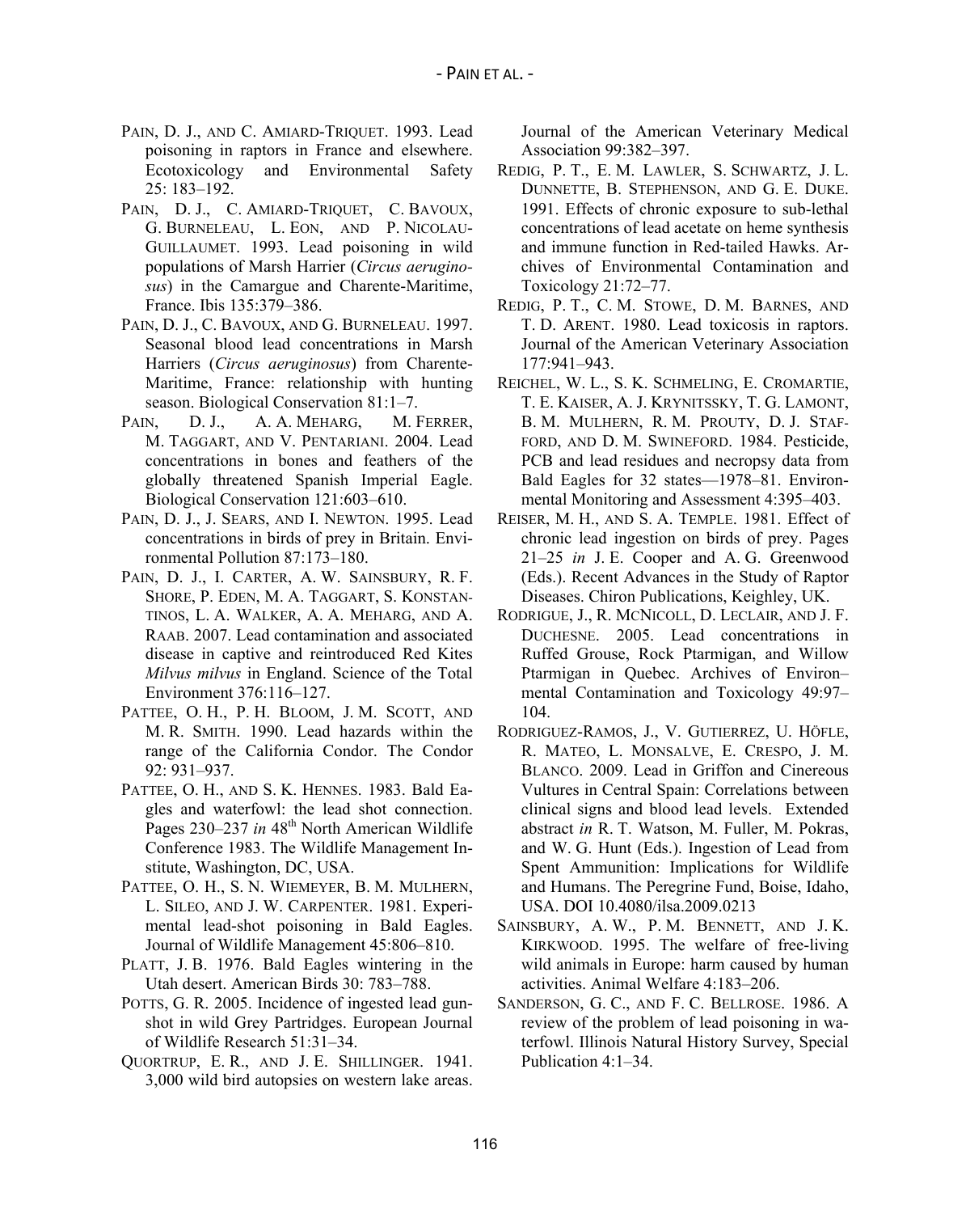PAIN, D. J., AND C. AMIARD-TRIQUET. 1993. Lead poisoning in raptors in France and elsewhere. Ecotoxicology and Environmental Safety 25: 183–192.

PAIN, D. J., C. AMIARD-TRIQUET, C. BAVOUX, G. BURNELEAU, L. EON, AND P. NICOLAU-GUILLAUMET. 1993. Lead poisoning in wild populations of Marsh Harrier (*Circus aeruginosus*) in the Camargue and Charente-Maritime, France. Ibis 135:379–386.

PAIN, D. J., C. BAVOUX, AND G. BURNELEAU. 1997. Seasonal blood lead concentrations in Marsh Harriers (*Circus aeruginosus*) from Charente-Maritime, France: relationship with hunting season. Biological Conservation 81:1–7.

PAIN, D. J., A. A. MEHARG, M. FERRER, M. TAGGART, AND V. PENTARIANI. 2004. Lead concentrations in bones and feathers of the globally threatened Spanish Imperial Eagle. Biological Conservation 121:603–610.

PAIN, D. J., J. SEARS, AND I. NEWTON. 1995. Lead concentrations in birds of prey in Britain. Environmental Pollution 87:173–180.

PAIN, D. J., I. CARTER, A. W. SAINSBURY, R. F. SHORE, P. EDEN, M. A. TAGGART, S. KONSTANTINOS, L. A. WALKER, A. A. MEHARG, AND A. RAAB. 2007. Lead contamination and associated disease in captive and reintroduced Red Kites *Milvus milvus* in England. Science of the Total Environment 376:116–127.

PATTEE, O. H., P. H. BLOOM, J. M. SCOTT, AND M. R. SMITH. 1990. Lead hazards within the range of the California Condor. The Condor 92: 931–937.

PATTEE, O. H., AND S. K. HENNES. 1983. Bald Eagles and waterfowl: the lead shot connection. Pages 230–237 *in* 48th North American Wildlife Conference 1983. The Wildlife Management Institute, Washington, DC, USA.

PATTEE, O. H., S. N. WIEMEYER, B. M. MULHERN, L. SILEO, AND J. W. CARPENTER. 1981. Experimental lead-shot poisoning in Bald Eagles. Journal of Wildlife Management 45:806–810.

PLATT, J. B. 1976. Bald Eagles wintering in the Utah desert. American Birds 30: 783–788.

POTTS, G. R. 2005. Incidence of ingested lead gunshot in wild Grey Partridges. European Journal of Wildlife Research 51:31–34.

QUORTRUP, E. R., AND J. E. SHILLINGER. 1941. 3,000 wild bird autopsies on western lake areas. Journal of the American Veterinary Medical Association 99:382–397.

REDIG, P. T., E. M. LAWLER, S. SCHWARTZ, J. L. DUNNETTE, B. STEPHENSON, AND G. E. DUKE. 1991. Effects of chronic exposure to sub-lethal concentrations of lead acetate on heme synthesis and immune function in Red-tailed Hawks. Archives of Environmental Contamination and Toxicology 21:72–77.

REDIG, P. T., C. M. STOWE, D. M. BARNES, AND T. D. ARENT. 1980. Lead toxicosis in raptors. Journal of the American Veterinary Association 177:941–943.

REICHEL, W. L., S. K. SCHMELING, E. CROMARTIE, T. E. KAISER, A. J. KRYNITSSKY, T. G. LAMONT, B. M. MULHERN, R. M. PROUTY, D. J. STAFFORD, AND D. M. SWINEFORD. 1984. Pesticide, PCB and lead residues and necropsy data from Bald Eagles for 32 states—1978–81. Environmental Monitoring and Assessment 4:395–403.

REISER, M. H., AND S. A. TEMPLE. 1981. Effect of chronic lead ingestion on birds of prey. Pages 21–25 *in* J. E. Cooper and A. G. Greenwood (Eds.). Recent Advances in the Study of Raptor Diseases. Chiron Publications, Keighley, UK.

RODRIGUE, J., R. MCNICOLL, D. LECLAIR, AND J. F. DUCHESNE. 2005. Lead concentrations in Ruffed Grouse, Rock Ptarmigan, and Willow Ptarmigan in Quebec. Archives of Environ–mental Contamination and Toxicology 49:97–104.

RODRIGUEZ-RAMOS, J., V. GUTIERREZ, U. HÖFLE, R. MATEO, L. MONSALVE, E. CRESPO, J. M. BLANCO. 2009. Lead in Griffon and Cinereous Vultures in Central Spain: Correlations between clinical signs and blood lead levels. Extended abstract *in* R. T. Watson, M. Fuller, M. Pokras, and W. G. Hunt (Eds.). Ingestion of Lead from Spent Ammunition: Implications for Wildlife and Humans. The Peregrine Fund, Boise, Idaho, USA. DOI 10.4080/ilsa.2009.0213

SAINSBURY, A. W., P. M. BENNETT, AND J. K. KIRKWOOD. 1995. The welfare of free-living wild animals in Europe: harm caused by human activities. Animal Welfare 4:183–206.

SANDERSON, G. C., AND F. C. BELLROSE. 1986. A review of the problem of lead poisoning in waterfowl. Illinois Natural History Survey, Special Publication 4:1–34.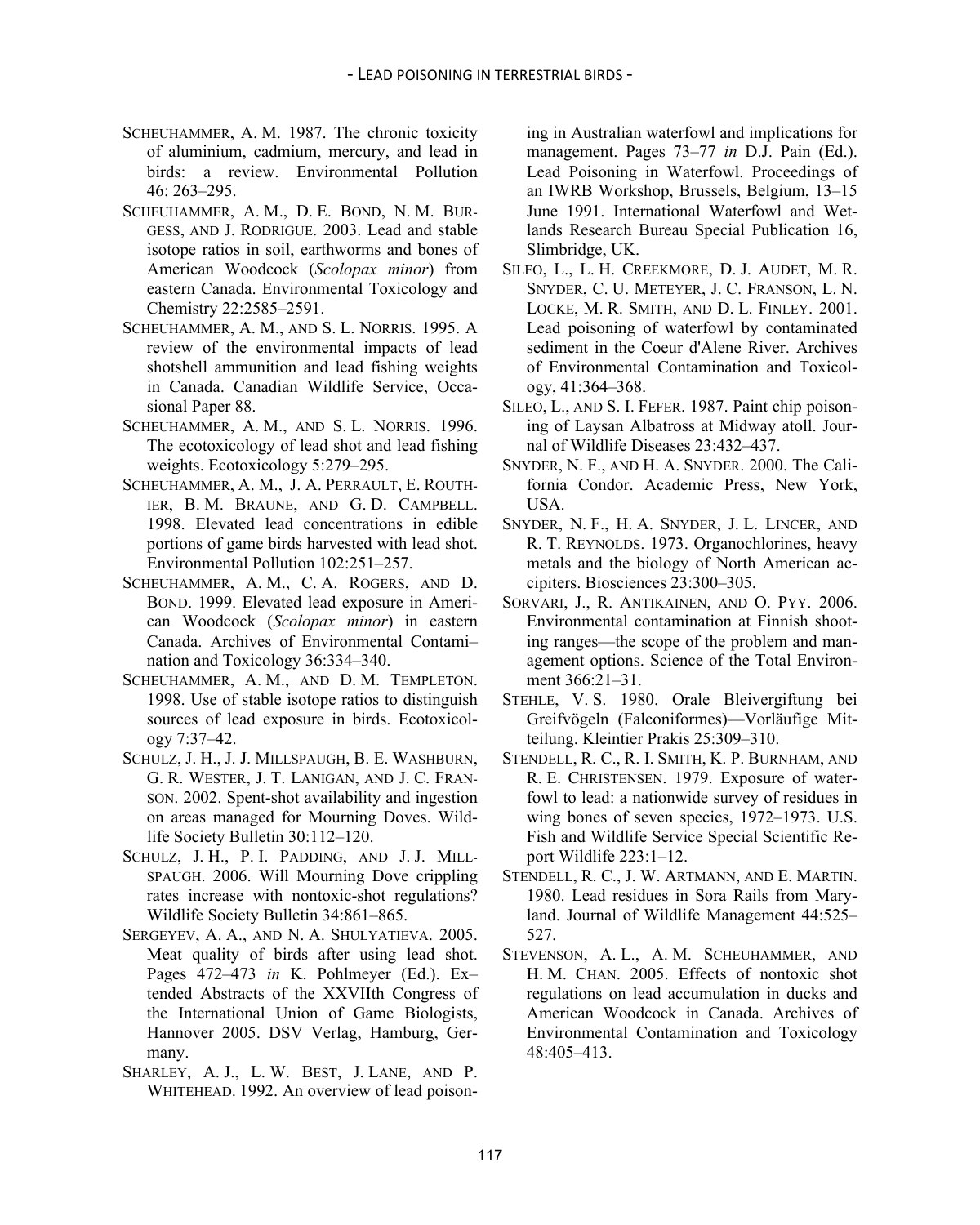SCHEUHAMMER, A. M. 1987. The chronic toxicity of aluminium, cadmium, mercury, and lead in birds: a review. Environmental Pollution 46: 263–295.

SCHEUHAMMER, A. M., D. E. BOND, N. M. BURGESS, AND J. RODRIGUE. 2003. Lead and stable isotope ratios in soil, earthworms and bones of American Woodcock (*Scolopax minor*) from eastern Canada. Environmental Toxicology and Chemistry 22:2585–2591.

SCHEUHAMMER, A. M., AND S. L. NORRIS. 1995. A review of the environmental impacts of lead shotshell ammunition and lead fishing weights in Canada. Canadian Wildlife Service, Occasional Paper 88.

SCHEUHAMMER, A. M., AND S. L. NORRIS. 1996. The ecotoxicology of lead shot and lead fishing weights. Ecotoxicology 5:279–295.

SCHEUHAMMER, A. M., J. A. PERRAULT, E. ROUTHIER, B. M. BRAUNE, AND G. D. CAMPBELL. 1998. Elevated lead concentrations in edible portions of game birds harvested with lead shot. Environmental Pollution 102:251–257.

SCHEUHAMMER, A. M., C. A. ROGERS, AND D. BOND. 1999. Elevated lead exposure in American Woodcock (*Scolopax minor*) in eastern Canada. Archives of Environmental Contami–nation and Toxicology 36:334–340.

SCHEUHAMMER, A. M., AND D. M. TEMPLETON. 1998. Use of stable isotope ratios to distinguish sources of lead exposure in birds. Ecotoxicology 7:37–42.

SCHULZ, J. H., J. J. MILLSPAUGH, B. E. WASHBURN, G. R. WESTER, J. T. LANIGAN, AND J. C. FRANSON. 2002. Spent-shot availability and ingestion on areas managed for Mourning Doves. Wildlife Society Bulletin 30:112–120.

SCHULZ, J. H., P. I. PADDING, AND J. J. MILLSPAUGH. 2006. Will Mourning Dove crippling rates increase with nontoxic-shot regulations? Wildlife Society Bulletin 34:861–865.

SERGEYEV, A. A., AND N. A. SHULYATIEVA. 2005. Meat quality of birds after using lead shot. Pages 472–473 *in* K. Pohlmeyer (Ed.). Ex–tended Abstracts of the XXVIIth Congress of the International Union of Game Biologists, Hannover 2005. DSV Verlag, Hamburg, Germany.

SHARLEY, A. J., L. W. BEST, J. LANE, AND P. WHITEHEAD. 1992. An overview of lead poisoning in Australian waterfowl and implications for management. Pages 73–77 *in* D.J. Pain (Ed.). Lead Poisoning in Waterfowl. Proceedings of an IWRB Workshop, Brussels, Belgium, 13–15 June 1991. International Waterfowl and Wetlands Research Bureau Special Publication 16, Slimbridge, UK.

SILEO, L., L. H. CREEKMORE, D. J. AUDET, M. R. SNYDER, C. U. METEYER, J. C. FRANSON, L. N. LOCKE, M. R. SMITH, AND D. L. FINLEY. 2001. Lead poisoning of waterfowl by contaminated sediment in the Coeur d'Alene River. Archives of Environmental Contamination and Toxicology, 41:364–368.

SILEO, L., AND S. I. FEFER. 1987. Paint chip poisoning of Laysan Albatross at Midway atoll. Journal of Wildlife Diseases 23:432–437.

SNYDER, N. F., AND H. A. SNYDER. 2000. The California Condor. Academic Press, New York, USA.

SNYDER, N. F., H. A. SNYDER, J. L. LINCER, AND R. T. REYNOLDS. 1973. Organochlorines, heavy metals and the biology of North American accipiters. Biosciences 23:300–305.

SORVARI, J., R. ANTIKAINEN, AND O. PYY. 2006. Environmental contamination at Finnish shooting ranges—the scope of the problem and management options. Science of the Total Environment 366:21–31.

STEHLE, V. S. 1980. Orale Bleivergiftung bei Greifvögeln (Falconiformes)—Vorläufige Mitteilung. Kleintier Prakis 25:309–310.

STENDELL, R. C., R. I. SMITH, K. P. BURNHAM, AND R. E. CHRISTENSEN. 1979. Exposure of waterfowl to lead: a nationwide survey of residues in wing bones of seven species, 1972–1973. U.S. Fish and Wildlife Service Special Scientific Report Wildlife 223:1–12.

STENDELL, R. C., J. W. ARTMANN, AND E. MARTIN. 1980. Lead residues in Sora Rails from Maryland. Journal of Wildlife Management 44:525–527.

STEVENSON, A. L., A. M. SCHEUHAMMER, AND H. M. CHAN. 2005. Effects of nontoxic shot regulations on lead accumulation in ducks and American Woodcock in Canada. Archives of Environmental Contamination and Toxicology 48:405–413.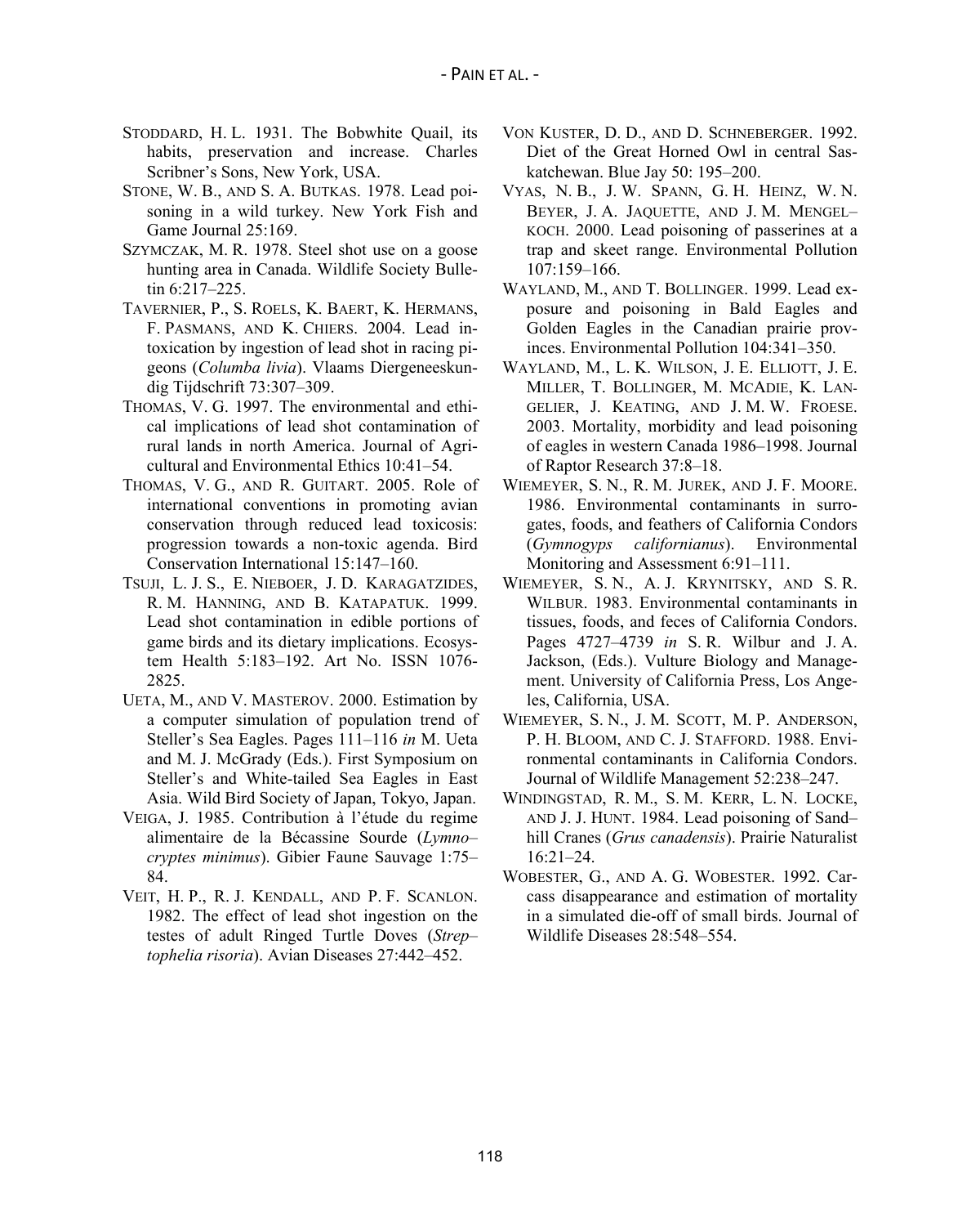STODDARD, H. L. 1931. The Bobwhite Quail, its habits, preservation and increase. Charles Scribner's Sons, New York, USA.

STONE, W. B., AND S. A. BUTKAS. 1978. Lead poisoning in a wild turkey. New York Fish and Game Journal 25:169.

SZYMCZAK, M. R. 1978. Steel shot use on a goose hunting area in Canada. Wildlife Society Bulletin 6:217–225.

TAVERNIER, P., S. ROELS, K. BAERT, K. HERMANS, F. PASMANS, AND K. CHIERS. 2004. Lead intoxication by ingestion of lead shot in racing pigeons (*Columba livia*). Vlaams Diergeneeskundig Tijdschrift 73:307–309.

THOMAS, V. G. 1997. The environmental and ethical implications of lead shot contamination of rural lands in north America. Journal of Agricultural and Environmental Ethics 10:41–54.

THOMAS, V. G., AND R. GUITART. 2005. Role of international conventions in promoting avian conservation through reduced lead toxicosis: progression towards a non-toxic agenda. Bird Conservation International 15:147–160.

TSUJI, L. J. S., E. NIEBOER, J. D. KARAGATZIDES, R. M. HANNING, AND B. KATAPATUK. 1999. Lead shot contamination in edible portions of game birds and its dietary implications. Ecosystem Health 5:183–192. Art No. ISSN 1076-2825.

UETA, M., AND V. MASTEROV. 2000. Estimation by a computer simulation of population trend of Steller's Sea Eagles. Pages 111–116 *in* M. Ueta and M. J. McGrady (Eds.). First Symposium on Steller's and White-tailed Sea Eagles in East Asia. Wild Bird Society of Japan, Tokyo, Japan.

VEIGA, J. 1985. Contribution à l'étude du regime alimentaire de la Bécassine Sourde (*Lymno–cryptes minimus*). Gibier Faune Sauvage 1:75–84.

VEIT, H. P., R. J. KENDALL, AND P. F. SCANLON. 1982. The effect of lead shot ingestion on the testes of adult Ringed Turtle Doves (*Strep–tophelia risoria*). Avian Diseases 27:442–452.

VON KUSTER, D. D., AND D. SCHNEBERGER. 1992. Diet of the Great Horned Owl in central Saskatchewan. Blue Jay 50: 195–200.

VYAS, N. B., J. W. SPANN, G. H. HEINZ, W. N. BEYER, J. A. JAQUETTE, AND J. M. MENGEL–KOCH. 2000. Lead poisoning of passerines at a trap and skeet range. Environmental Pollution 107:159–166.

WAYLAND, M., AND T. BOLLINGER. 1999. Lead exposure and poisoning in Bald Eagles and Golden Eagles in the Canadian prairie provinces. Environmental Pollution 104:341–350.

WAYLAND, M., L. K. WILSON, J. E. ELLIOTT, J. E. MILLER, T. BOLLINGER, M. MCADIE, K. LANGELIER, J. KEATING, AND J. M. W. FROESE. 2003. Mortality, morbidity and lead poisoning of eagles in western Canada 1986–1998. Journal of Raptor Research 37:8–18.

WIEMEYER, S. N., R. M. JUREK, AND J. F. MOORE. 1986. Environmental contaminants in surrogates, foods, and feathers of California Condors (*Gymnogyps californianus*). Environmental Monitoring and Assessment 6:91–111.

WIEMEYER, S. N., A. J. KRYNITSKY, AND S. R. WILBUR. 1983. Environmental contaminants in tissues, foods, and feces of California Condors. Pages 4727–4739 *in* S. R. Wilbur and J. A. Jackson, (Eds.). Vulture Biology and Management. University of California Press, Los Angeles, California, USA.

WIEMEYER, S. N., J. M. SCOTT, M. P. ANDERSON, P. H. BLOOM, AND C. J. STAFFORD. 1988. Environmental contaminants in California Condors. Journal of Wildlife Management 52:238–247.

WINDINGSTAD, R. M., S. M. KERR, L. N. LOCKE, AND J. J. HUNT. 1984. Lead poisoning of Sand–hill Cranes (*Grus canadensis*). Prairie Naturalist 16:21–24.

WOBESTER, G., AND A. G. WOBESTER. 1992. Carcass disappearance and estimation of mortality in a simulated die-off of small birds. Journal of Wildlife Diseases 28:548–554.